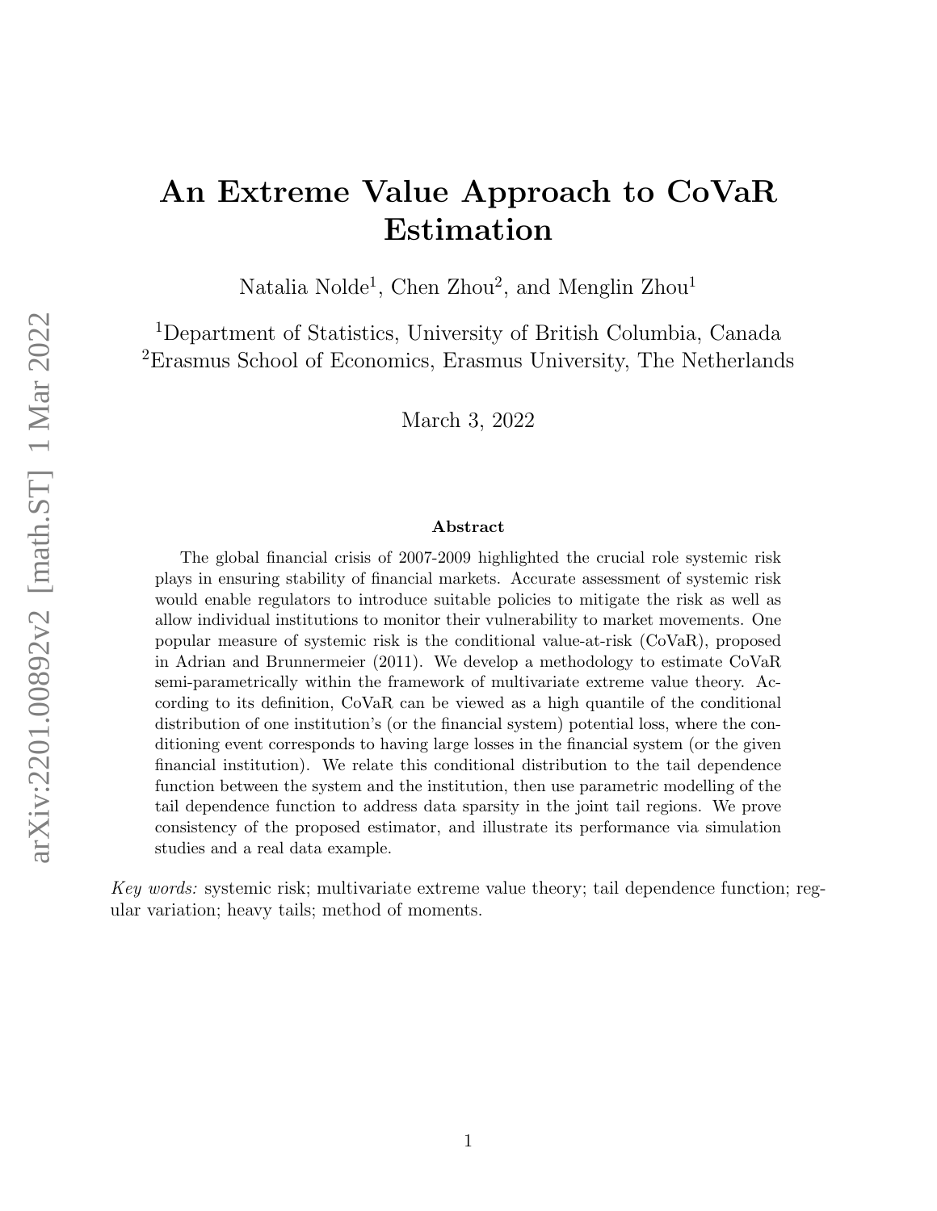# An Extreme Value Approach to CoVaR Estimation

Natalia Nolde[1], Chen Zhou[2], and Menglin Zhou[1]

[1]Department of Statistics, University of British Columbia, Canada
[2]Erasmus School of Economics, Erasmus University, The Netherlands

March 3, 2022

### Abstract

The global financial crisis of 2007-2009 highlighted the crucial role systemic risk plays in ensuring stability of financial markets. Accurate assessment of systemic risk would enable regulators to introduce suitable policies to mitigate the risk as well as allow individual institutions to monitor their vulnerability to market movements. One popular measure of systemic risk is the conditional value-at-risk (CoVaR), proposed in Adrian and Brunnermeier (2011). We develop a methodology to estimate CoVaR semi-parametrically within the framework of multivariate extreme value theory. According to its definition, CoVaR can be viewed as a high quantile of the conditional distribution of one institution's (or the financial system) potential loss, where the conditioning event corresponds to having large losses in the financial system (or the given financial institution). We relate this conditional distribution to the tail dependence function between the system and the institution, then use parametric modelling of the tail dependence function to address data sparsity in the joint tail regions. We prove consistency of the proposed estimator, and illustrate its performance via simulation studies and a real data example.

*Key words:* systemic risk; multivariate extreme value theory; tail dependence function; regular variation; heavy tails; method of moments.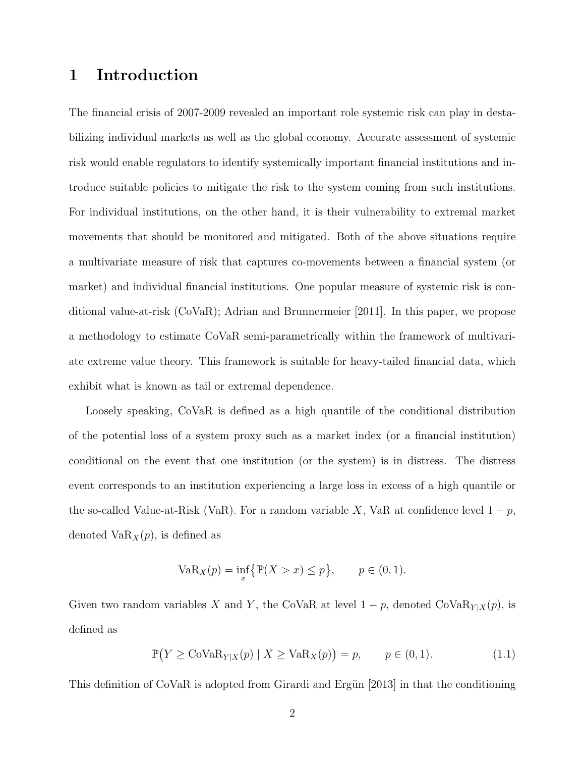# 1 Introduction

The financial crisis of 2007-2009 revealed an important role systemic risk can play in destabilizing individual markets as well as the global economy. Accurate assessment of systemic risk would enable regulators to identify systemically important financial institutions and introduce suitable policies to mitigate the risk to the system coming from such institutions. For individual institutions, on the other hand, it is their vulnerability to extremal market movements that should be monitored and mitigated. Both of the above situations require a multivariate measure of risk that captures co-movements between a financial system (or market) and individual financial institutions. One popular measure of systemic risk is conditional value-at-risk (CoVaR); Adrian and Brunnermeier [2011]. In this paper, we propose a methodology to estimate CoVaR semi-parametrically within the framework of multivariate extreme value theory. This framework is suitable for heavy-tailed financial data, which exhibit what is known as tail or extremal dependence.

Loosely speaking, CoVaR is defined as a high quantile of the conditional distribution of the potential loss of a system proxy such as a market index (or a financial institution) conditional on the event that one institution (or the system) is in distress. The distress event corresponds to an institution experiencing a large loss in excess of a high quantile or the so-called Value-at-Risk (VaR). For a random variable $X$, VaR at confidence level $1-p$, denoted $\mathrm{VaR}_X(p)$, is defined as

$$\mathrm{VaR}_X(p) = \inf_x \big\{ \mathbb{P}(X > x) \leq p \big\}, \qquad p \in (0,1).$$

Given two random variables $X$ and $Y$, the CoVaR at level $1-p$, denoted $\mathrm{CoVaR}_{Y|X}(p)$, is defined as

$$\mathbb{P}\big(Y \geq \mathrm{CoVaR}_{Y|X}(p) \mid X \geq \mathrm{VaR}_X(p)\big) = p, \qquad p \in (0,1). \tag{1.1}$$

This definition of CoVaR is adopted from Girardi and Ergün [2013] in that the conditioning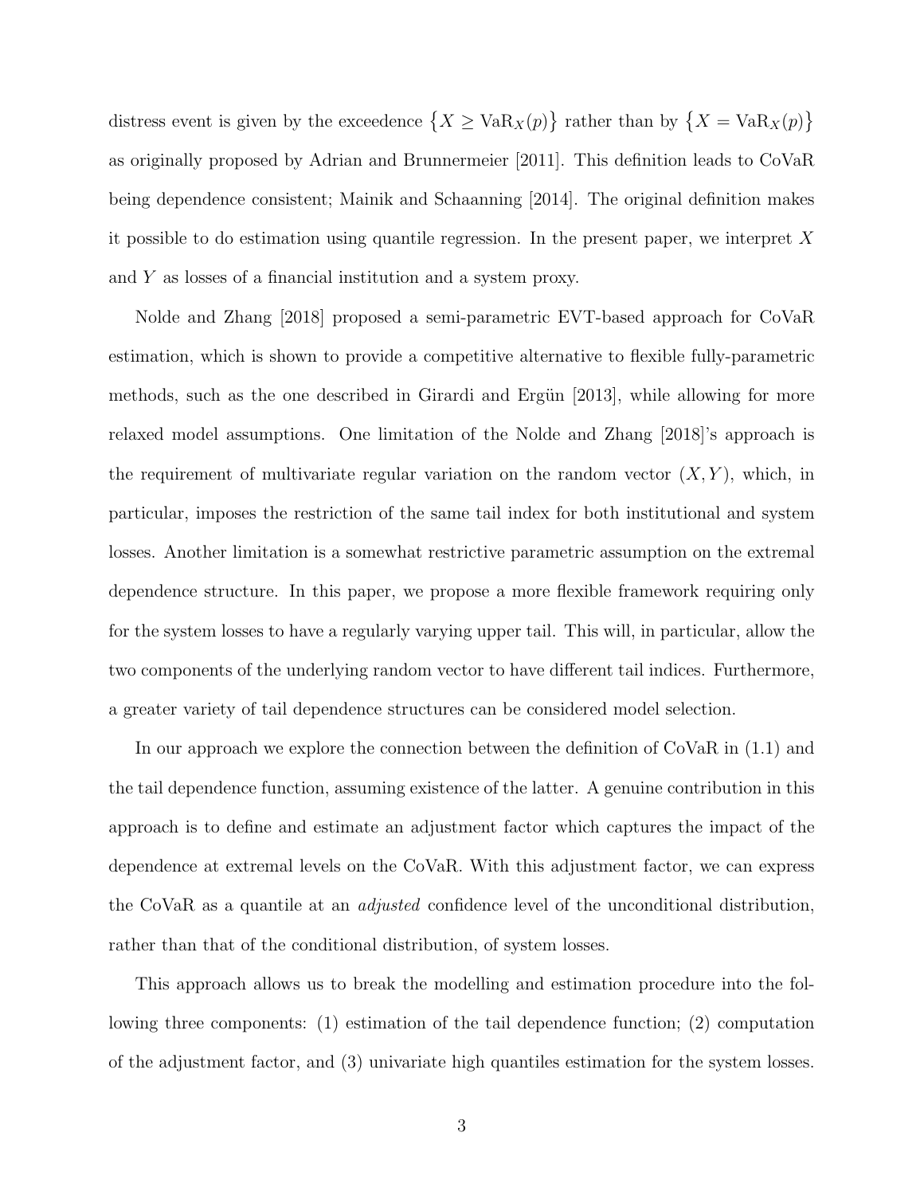distress event is given by the exceedence $\{X \geq \mathrm{VaR}_X(p)\}$ rather than by $\{X = \mathrm{VaR}_X(p)\}$ as originally proposed by Adrian and Brunnermeier [2011]. This definition leads to CoVaR being dependence consistent; Mainik and Schaanning [2014]. The original definition makes it possible to do estimation using quantile regression. In the present paper, we interpret $X$ and $Y$ as losses of a financial institution and a system proxy.

Nolde and Zhang [2018] proposed a semi-parametric EVT-based approach for CoVaR estimation, which is shown to provide a competitive alternative to flexible fully-parametric methods, such as the one described in Girardi and Ergün [2013], while allowing for more relaxed model assumptions. One limitation of the Nolde and Zhang [2018]'s approach is the requirement of multivariate regular variation on the random vector $(X, Y)$, which, in particular, imposes the restriction of the same tail index for both institutional and system losses. Another limitation is a somewhat restrictive parametric assumption on the extremal dependence structure. In this paper, we propose a more flexible framework requiring only for the system losses to have a regularly varying upper tail. This will, in particular, allow the two components of the underlying random vector to have different tail indices. Furthermore, a greater variety of tail dependence structures can be considered model selection.

In our approach we explore the connection between the definition of CoVaR in (1.1) and the tail dependence function, assuming existence of the latter. A genuine contribution in this approach is to define and estimate an adjustment factor which captures the impact of the dependence at extremal levels on the CoVaR. With this adjustment factor, we can express the CoVaR as a quantile at an *adjusted* confidence level of the unconditional distribution, rather than that of the conditional distribution, of system losses.

This approach allows us to break the modelling and estimation procedure into the following three components: (1) estimation of the tail dependence function; (2) computation of the adjustment factor, and (3) univariate high quantiles estimation for the system losses.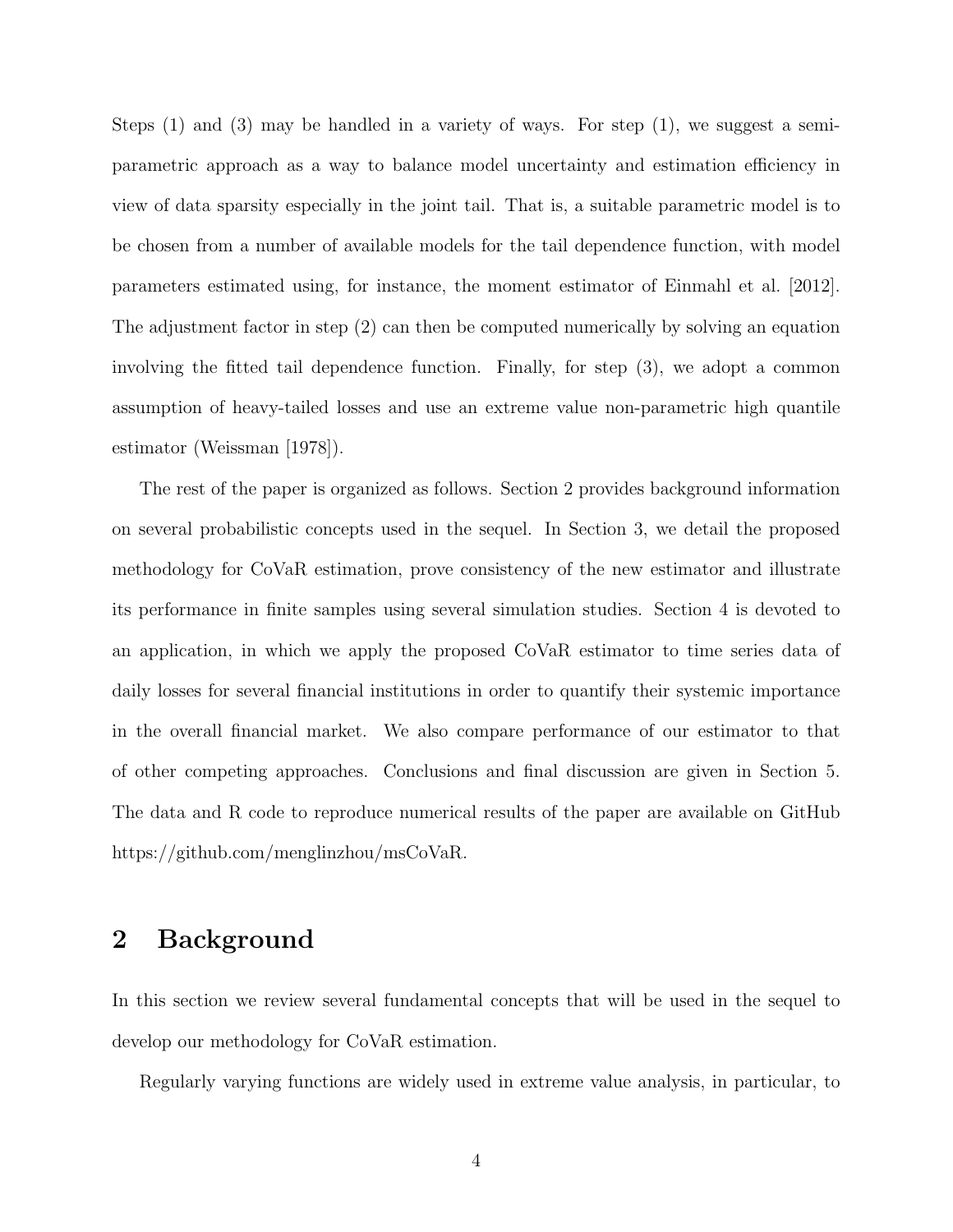Steps (1) and (3) may be handled in a variety of ways. For step (1), we suggest a semi-parametric approach as a way to balance model uncertainty and estimation efficiency in view of data sparsity especially in the joint tail. That is, a suitable parametric model is to be chosen from a number of available models for the tail dependence function, with model parameters estimated using, for instance, the moment estimator of Einmahl et al. [2012]. The adjustment factor in step (2) can then be computed numerically by solving an equation involving the fitted tail dependence function. Finally, for step (3), we adopt a common assumption of heavy-tailed losses and use an extreme value non-parametric high quantile estimator (Weissman [1978]).

The rest of the paper is organized as follows. Section 2 provides background information on several probabilistic concepts used in the sequel. In Section 3, we detail the proposed methodology for CoVaR estimation, prove consistency of the new estimator and illustrate its performance in finite samples using several simulation studies. Section 4 is devoted to an application, in which we apply the proposed CoVaR estimator to time series data of daily losses for several financial institutions in order to quantify their systemic importance in the overall financial market. We also compare performance of our estimator to that of other competing approaches. Conclusions and final discussion are given in Section 5. The data and R code to reproduce numerical results of the paper are available on GitHub https://github.com/menglinzhou/msCoVaR.

## 2 Background

In this section we review several fundamental concepts that will be used in the sequel to develop our methodology for CoVaR estimation.

Regularly varying functions are widely used in extreme value analysis, in particular, to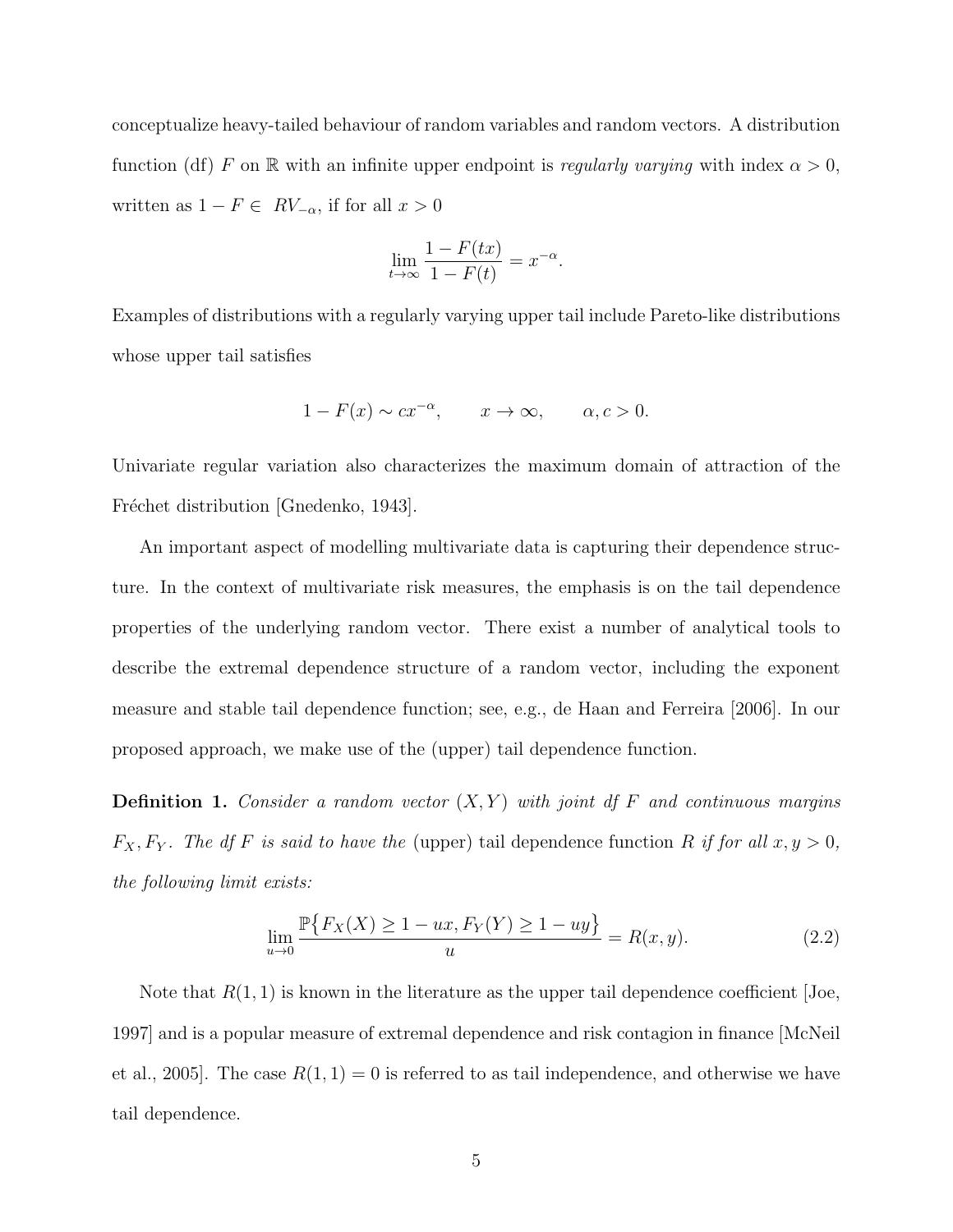conceptualize heavy-tailed behaviour of random variables and random vectors. A distribution function (df) $F$ on $\mathbb{R}$ with an infinite upper endpoint is *regularly varying* with index $\alpha > 0$, written as $1 - F \in RV_{-\alpha}$, if for all $x > 0$

$$\lim_{t \to \infty} \frac{1 - F(tx)}{1 - F(t)} = x^{-\alpha}.$$

Examples of distributions with a regularly varying upper tail include Pareto-like distributions whose upper tail satisfies

$$1 - F(x) \sim cx^{-\alpha}, \qquad x \to \infty, \qquad \alpha, c > 0.$$

Univariate regular variation also characterizes the maximum domain of attraction of the Fréchet distribution [Gnedenko, 1943].

An important aspect of modelling multivariate data is capturing their dependence structure. In the context of multivariate risk measures, the emphasis is on the tail dependence properties of the underlying random vector. There exist a number of analytical tools to describe the extremal dependence structure of a random vector, including the exponent measure and stable tail dependence function; see, e.g., de Haan and Ferreira [2006]. In our proposed approach, we make use of the (upper) tail dependence function.

**Definition 1.** *Consider a random vector $(X, Y)$ with joint df $F$ and continuous margins $F_X, F_Y$. The df $F$ is said to have the* (upper) tail dependence function *$R$ if for all $x, y > 0$, the following limit exists:*

$$\lim_{u \to 0} \frac{\mathbb{P}\big\{F_X(X) \geq 1 - ux, F_Y(Y) \geq 1 - uy\big\}}{u} = R(x, y). \tag{2.2}$$

Note that $R(1, 1)$ is known in the literature as the upper tail dependence coefficient [Joe, 1997] and is a popular measure of extremal dependence and risk contagion in finance [McNeil et al., 2005]. The case $R(1, 1) = 0$ is referred to as tail independence, and otherwise we have tail dependence.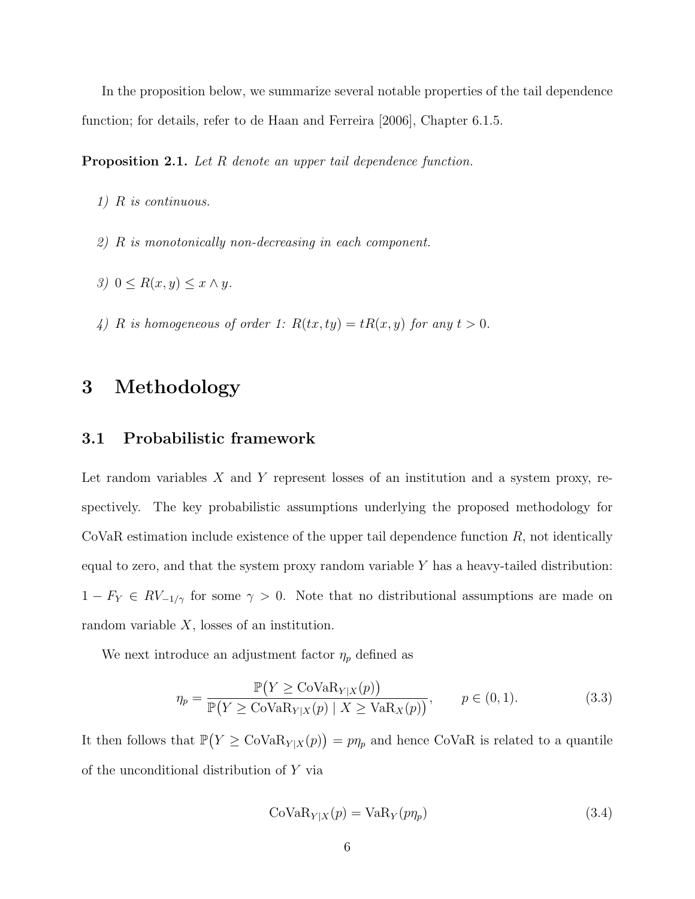In the proposition below, we summarize several notable properties of the tail dependence function; for details, refer to de Haan and Ferreira [2006], Chapter 6.1.5.

**Proposition 2.1.** *Let $R$ denote an upper tail dependence function.*

*1) $R$ is continuous.*

*2) $R$ is monotonically non-decreasing in each component.*

*3) $0 \leq R(x, y) \leq x \wedge y$.*

*4) $R$ is homogeneous of order 1: $R(tx, ty) = tR(x, y)$ for any $t > 0$.*

# 3 Methodology

## 3.1 Probabilistic framework

Let random variables $X$ and $Y$ represent losses of an institution and a system proxy, respectively. The key probabilistic assumptions underlying the proposed methodology for CoVaR estimation include existence of the upper tail dependence function $R$, not identically equal to zero, and that the system proxy random variable $Y$ has a heavy-tailed distribution: $1 - F_Y \in RV_{-1/\gamma}$ for some $\gamma > 0$. Note that no distributional assumptions are made on random variable $X$, losses of an institution.

We next introduce an adjustment factor $\eta_p$ defined as

$$\eta_p = \frac{\mathbb{P}\big(Y \geq \mathrm{CoVaR}_{Y|X}(p)\big)}{\mathbb{P}\big(Y \geq \mathrm{CoVaR}_{Y|X}(p) \mid X \geq \mathrm{VaR}_X(p)\big)}, \qquad p \in (0, 1). \tag{3.3}$$

It then follows that $\mathbb{P}\big(Y \geq \mathrm{CoVaR}_{Y|X}(p)\big) = p\eta_p$ and hence CoVaR is related to a quantile of the unconditional distribution of $Y$ via

$$\mathrm{CoVaR}_{Y|X}(p) = \mathrm{VaR}_Y(p\eta_p) \tag{3.4}$$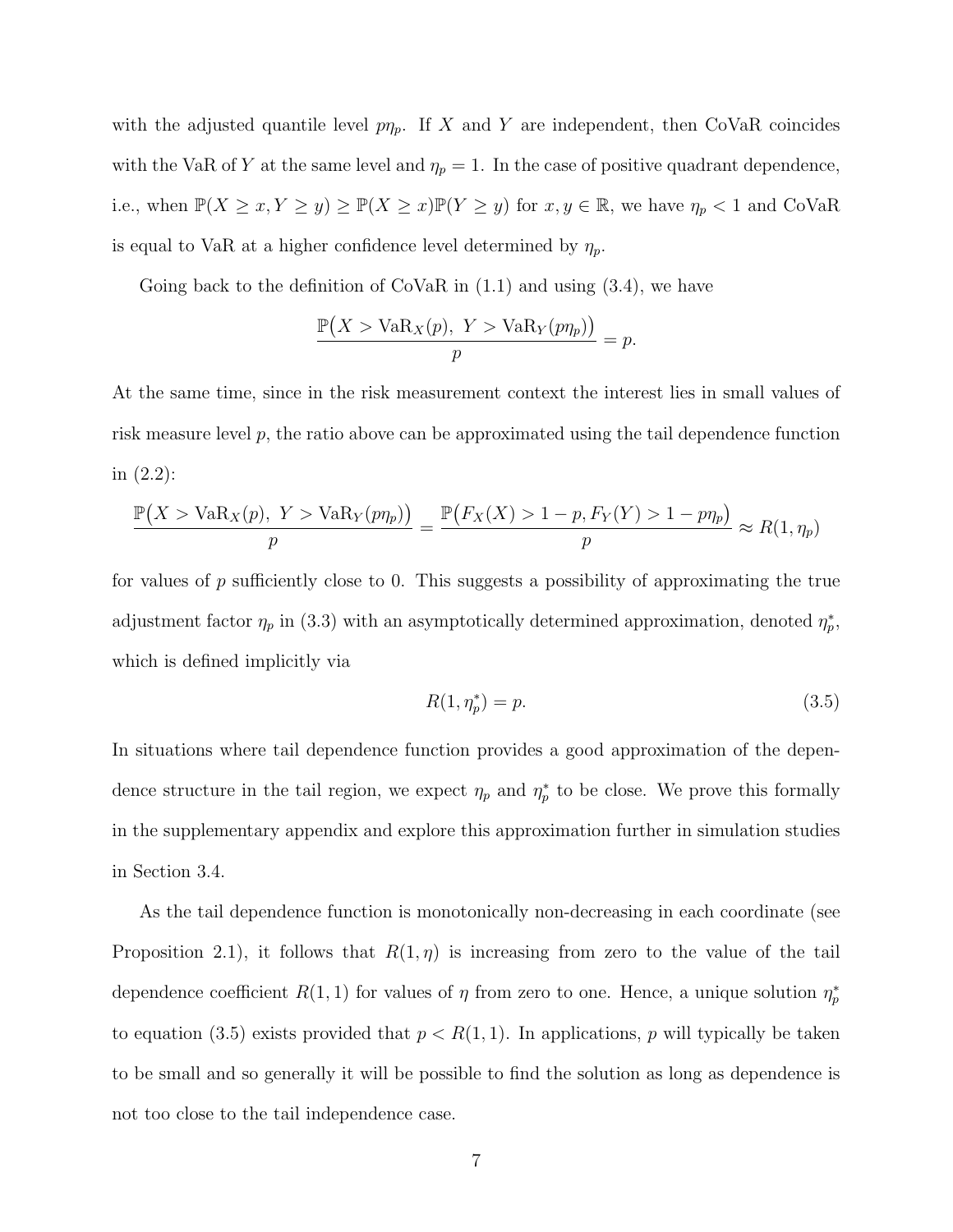with the adjusted quantile level $p\eta_p$. If $X$ and $Y$ are independent, then CoVaR coincides with the VaR of $Y$ at the same level and $\eta_p = 1$. In the case of positive quadrant dependence, i.e., when $\mathbb{P}(X \geq x, Y \geq y) \geq \mathbb{P}(X \geq x)\mathbb{P}(Y \geq y)$ for $x, y \in \mathbb{R}$, we have $\eta_p < 1$ and CoVaR is equal to VaR at a higher confidence level determined by $\eta_p$.

Going back to the definition of CoVaR in (1.1) and using (3.4), we have

$$\frac{\mathbb{P}\big(X > \mathrm{VaR}_X(p),\ Y > \mathrm{VaR}_Y(p\eta_p)\big)}{p} = p.$$

At the same time, since in the risk measurement context the interest lies in small values of risk measure level $p$, the ratio above can be approximated using the tail dependence function in (2.2):

$$\frac{\mathbb{P}\big(X > \mathrm{VaR}_X(p),\ Y > \mathrm{VaR}_Y(p\eta_p)\big)}{p} = \frac{\mathbb{P}\big(F_X(X) > 1-p, F_Y(Y) > 1-p\eta_p\big)}{p} \approx R(1, \eta_p)$$

for values of $p$ sufficiently close to 0. This suggests a possibility of approximating the true adjustment factor $\eta_p$ in (3.3) with an asymptotically determined approximation, denoted $\eta_p^*$, which is defined implicitly via

$$R(1, \eta_p^*) = p. \tag{3.5}$$

In situations where tail dependence function provides a good approximation of the dependence structure in the tail region, we expect $\eta_p$ and $\eta_p^*$ to be close. We prove this formally in the supplementary appendix and explore this approximation further in simulation studies in Section 3.4.

As the tail dependence function is monotonically non-decreasing in each coordinate (see Proposition 2.1), it follows that $R(1, \eta)$ is increasing from zero to the value of the tail dependence coefficient $R(1, 1)$ for values of $\eta$ from zero to one. Hence, a unique solution $\eta_p^*$ to equation (3.5) exists provided that $p < R(1, 1)$. In applications, $p$ will typically be taken to be small and so generally it will be possible to find the solution as long as dependence is not too close to the tail independence case.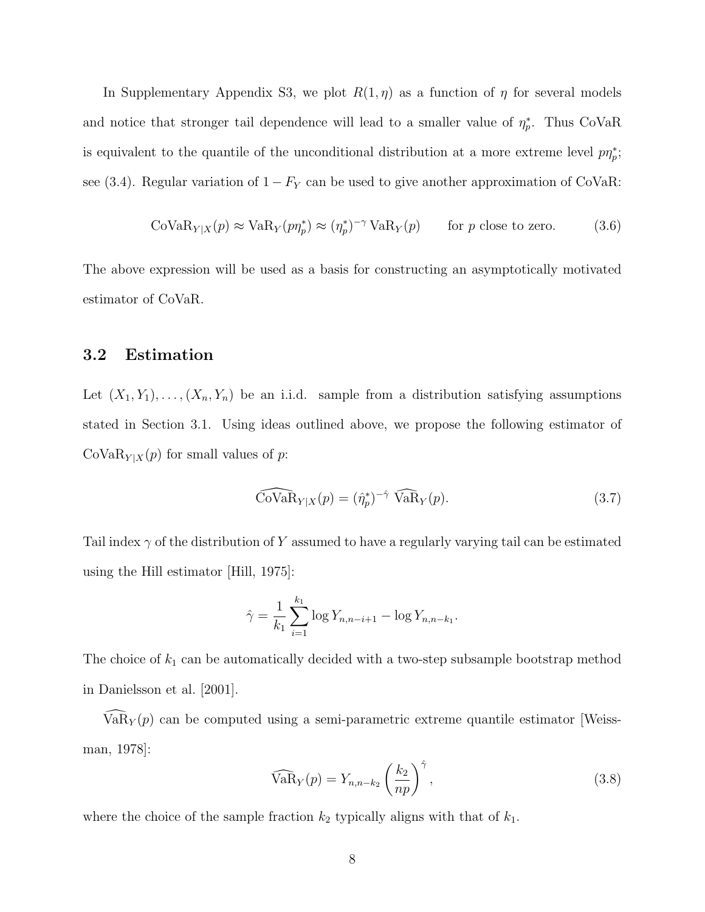In Supplementary Appendix S3, we plot $R(1, \eta)$ as a function of $\eta$ for several models and notice that stronger tail dependence will lead to a smaller value of $\eta_p^*$. Thus CoVaR is equivalent to the quantile of the unconditional distribution at a more extreme level $p\eta_p^*$; see (3.4). Regular variation of $1 - F_Y$ can be used to give another approximation of CoVaR:

$$\text{CoVaR}_{Y|X}(p) \approx \text{VaR}_Y(p\eta_p^*) \approx (\eta_p^*)^{-\gamma}\, \text{VaR}_Y(p) \qquad \text{for } p \text{ close to zero.} \tag{3.6}$$

The above expression will be used as a basis for constructing an asymptotically motivated estimator of CoVaR.

## 3.2 Estimation

Let $(X_1, Y_1), \ldots, (X_n, Y_n)$ be an i.i.d. sample from a distribution satisfying assumptions stated in Section 3.1. Using ideas outlined above, we propose the following estimator of $\text{CoVaR}_{Y|X}(p)$ for small values of $p$:

$$\widehat{\text{CoVaR}}_{Y|X}(p) = (\hat{\eta}_p^*)^{-\hat{\gamma}}\ \widehat{\text{VaR}}_Y(p). \tag{3.7}$$

Tail index $\gamma$ of the distribution of $Y$ assumed to have a regularly varying tail can be estimated using the Hill estimator [Hill, 1975]:

$$\hat{\gamma} = \frac{1}{k_1} \sum_{i=1}^{k_1} \log Y_{n,n-i+1} - \log Y_{n,n-k_1}.$$

The choice of $k_1$ can be automatically decided with a two-step subsample bootstrap method in Danielsson et al. [2001].

$\widehat{\text{VaR}}_Y(p)$ can be computed using a semi-parametric extreme quantile estimator [Weissman, 1978]:

$$\widehat{\text{VaR}}_Y(p) = Y_{n,n-k_2} \left( \frac{k_2}{np} \right)^{\hat{\gamma}}, \tag{3.8}$$

where the choice of the sample fraction $k_2$ typically aligns with that of $k_1$.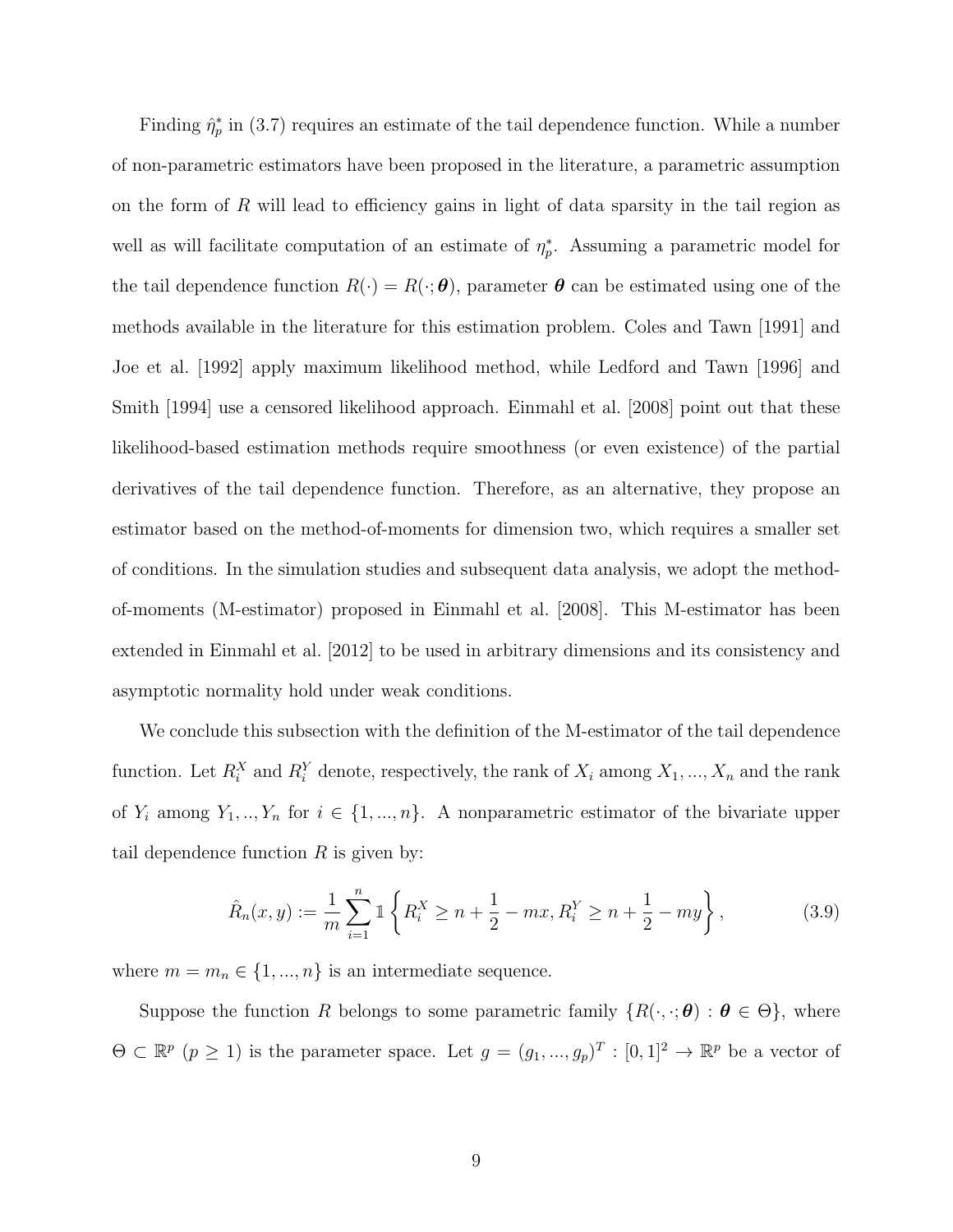Finding $\hat{\eta}_p^*$ in (3.7) requires an estimate of the tail dependence function. While a number of non-parametric estimators have been proposed in the literature, a parametric assumption on the form of $R$ will lead to efficiency gains in light of data sparsity in the tail region as well as will facilitate computation of an estimate of $\eta_p^*$. Assuming a parametric model for the tail dependence function $R(\cdot) = R(\cdot; \boldsymbol{\theta})$, parameter $\boldsymbol{\theta}$ can be estimated using one of the methods available in the literature for this estimation problem. Coles and Tawn [1991] and Joe et al. [1992] apply maximum likelihood method, while Ledford and Tawn [1996] and Smith [1994] use a censored likelihood approach. Einmahl et al. [2008] point out that these likelihood-based estimation methods require smoothness (or even existence) of the partial derivatives of the tail dependence function. Therefore, as an alternative, they propose an estimator based on the method-of-moments for dimension two, which requires a smaller set of conditions. In the simulation studies and subsequent data analysis, we adopt the method-of-moments (M-estimator) proposed in Einmahl et al. [2008]. This M-estimator has been extended in Einmahl et al. [2012] to be used in arbitrary dimensions and its consistency and asymptotic normality hold under weak conditions.

We conclude this subsection with the definition of the M-estimator of the tail dependence function. Let $R_i^X$ and $R_i^Y$ denote, respectively, the rank of $X_i$ among $X_1, ..., X_n$ and the rank of $Y_i$ among $Y_1, .., Y_n$ for $i \in \{1, ..., n\}$. A nonparametric estimator of the bivariate upper tail dependence function $R$ is given by:

$$\hat{R}_n(x, y) := \frac{1}{m} \sum_{i=1}^{n} \mathbb{1}\left\{ R_i^X \geq n + \frac{1}{2} - mx, R_i^Y \geq n + \frac{1}{2} - my \right\}, \tag{3.9}$$

where $m = m_n \in \{1, ..., n\}$ is an intermediate sequence.

Suppose the function $R$ belongs to some parametric family $\{R(\cdot, \cdot; \boldsymbol{\theta}) : \boldsymbol{\theta} \in \Theta\}$, where $\Theta \subset \mathbb{R}^p$ ($p \geq 1$) is the parameter space. Let $g = (g_1, ..., g_p)^T : [0, 1]^2 \to \mathbb{R}^p$ be a vector of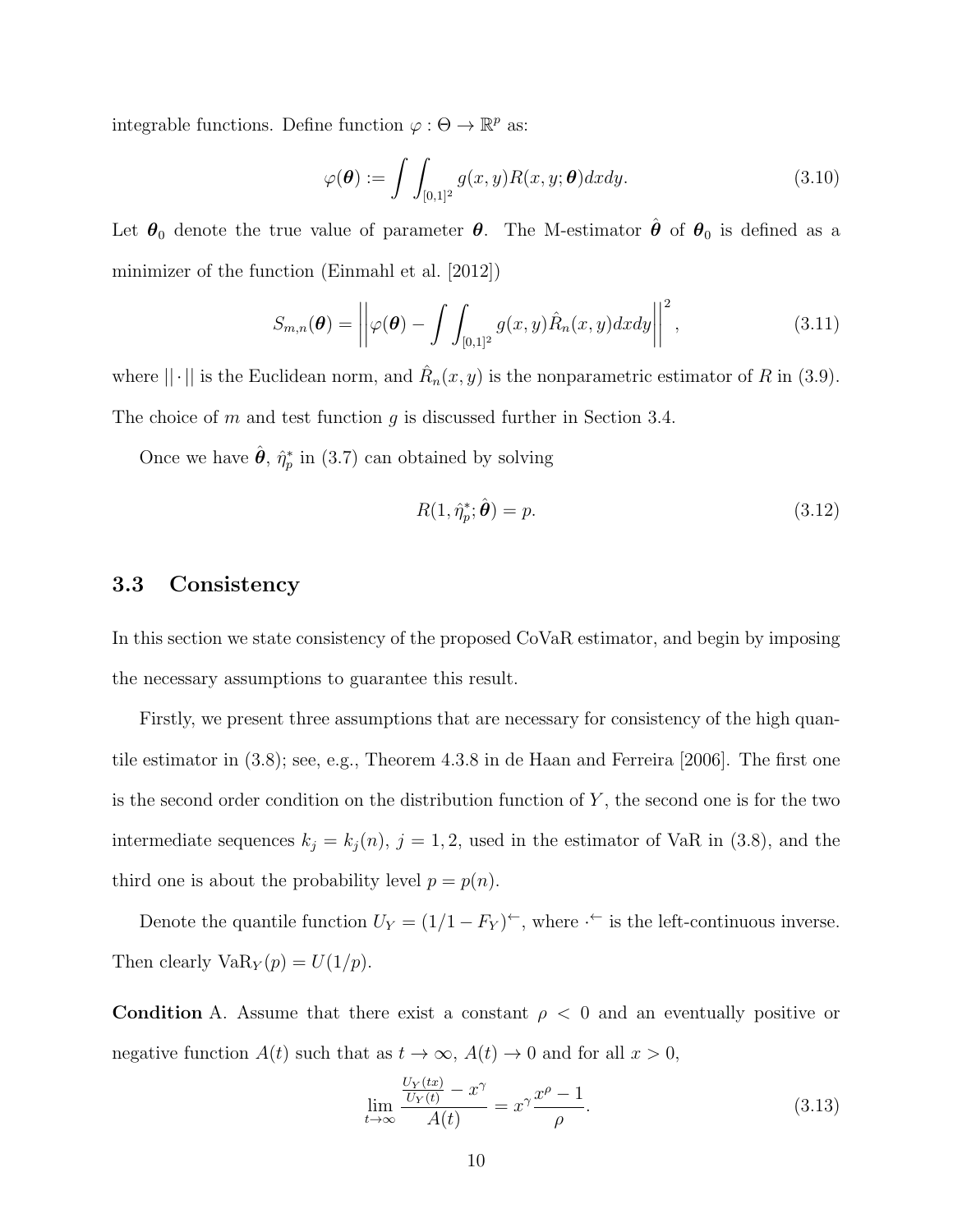integrable functions. Define function $\varphi : \Theta \to \mathbb{R}^p$ as:

$$\varphi(\boldsymbol{\theta}) := \int\int_{[0,1]^2} g(x,y) R(x,y;\boldsymbol{\theta}) dxdy. \tag{3.10}$$

Let $\boldsymbol{\theta}_0$ denote the true value of parameter $\boldsymbol{\theta}$. The M-estimator $\hat{\boldsymbol{\theta}}$ of $\boldsymbol{\theta}_0$ is defined as a minimizer of the function (Einmahl et al. [2012])

$$S_{m,n}(\boldsymbol{\theta}) = \left|\left|\varphi(\boldsymbol{\theta}) - \int\int_{[0,1]^2} g(x,y)\hat{R}_n(x,y)dxdy\right|\right|^2, \tag{3.11}$$

where $||\cdot||$ is the Euclidean norm, and $\hat{R}_n(x,y)$ is the nonparametric estimator of $R$ in (3.9). The choice of $m$ and test function $g$ is discussed further in Section 3.4.

Once we have $\hat{\boldsymbol{\theta}}$, $\hat{\eta}_p^*$ in (3.7) can obtained by solving

$$R(1, \hat{\eta}_p^*; \hat{\boldsymbol{\theta}}) = p. \tag{3.12}$$

## 3.3 Consistency

In this section we state consistency of the proposed CoVaR estimator, and begin by imposing the necessary assumptions to guarantee this result.

Firstly, we present three assumptions that are necessary for consistency of the high quantile estimator in (3.8); see, e.g., Theorem 4.3.8 in de Haan and Ferreira [2006]. The first one is the second order condition on the distribution function of $Y$, the second one is for the two intermediate sequences $k_j = k_j(n)$, $j = 1, 2$, used in the estimator of VaR in (3.8), and the third one is about the probability level $p = p(n)$.

Denote the quantile function $U_Y = (1/1 - F_Y)^{\leftarrow}$, where $\cdot^{\leftarrow}$ is the left-continuous inverse. Then clearly $\mathrm{VaR}_Y(p) = U(1/p)$.

**Condition** A. Assume that there exist a constant $\rho < 0$ and an eventually positive or negative function $A(t)$ such that as $t \to \infty$, $A(t) \to 0$ and for all $x > 0$,

$$\lim_{t\to\infty} \frac{\frac{U_Y(tx)}{U_Y(t)} - x^\gamma}{A(t)} = x^\gamma \frac{x^\rho - 1}{\rho}. \tag{3.13}$$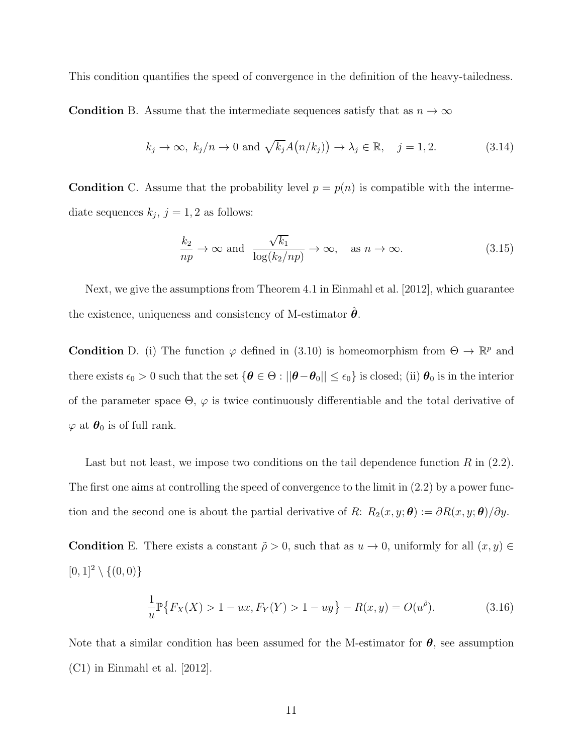This condition quantifies the speed of convergence in the definition of the heavy-tailedness.

**Condition** B. Assume that the intermediate sequences satisfy that as $n \to \infty$

$$k_j \to \infty,\ k_j/n \to 0 \text{ and } \sqrt{k_j} A\big(n/k_j\big)\big) \to \lambda_j \in \mathbb{R}, \quad j = 1, 2. \tag{3.14}$$

**Condition** C. Assume that the probability level $p = p(n)$ is compatible with the intermediate sequences $k_j$, $j = 1, 2$ as follows:

$$\frac{k_2}{np} \to \infty \text{ and } \frac{\sqrt{k_1}}{\log(k_2/np)} \to \infty, \quad \text{as } n \to \infty. \tag{3.15}$$

Next, we give the assumptions from Theorem 4.1 in Einmahl et al. [2012], which guarantee the existence, uniqueness and consistency of M-estimator $\hat{\boldsymbol{\theta}}$.

**Condition** D. (i) The function $\varphi$ defined in (3.10) is homeomorphism from $\Theta \to \mathbb{R}^p$ and there exists $\epsilon_0 > 0$ such that the set $\{\boldsymbol{\theta} \in \Theta : ||\boldsymbol{\theta} - \boldsymbol{\theta}_0|| \leq \epsilon_0\}$ is closed; (ii) $\boldsymbol{\theta}_0$ is in the interior of the parameter space $\Theta$, $\varphi$ is twice continuously differentiable and the total derivative of $\varphi$ at $\boldsymbol{\theta}_0$ is of full rank.

Last but not least, we impose two conditions on the tail dependence function $R$ in (2.2). The first one aims at controlling the speed of convergence to the limit in (2.2) by a power function and the second one is about the partial derivative of $R$: $R_2(x, y; \boldsymbol{\theta}) := \partial R(x, y; \boldsymbol{\theta})/\partial y$.

**Condition** E. There exists a constant $\tilde{\rho} > 0$, such that as $u \to 0$, uniformly for all $(x, y) \in [0, 1]^2 \setminus \{(0, 0)\}$

$$\frac{1}{u}\mathbb{P}\big\{F_X(X) > 1 - ux, F_Y(Y) > 1 - uy\big\} - R(x, y) = O(u^{\tilde{\rho}}). \tag{3.16}$$

Note that a similar condition has been assumed for the M-estimator for $\boldsymbol{\theta}$, see assumption (C1) in Einmahl et al. [2012].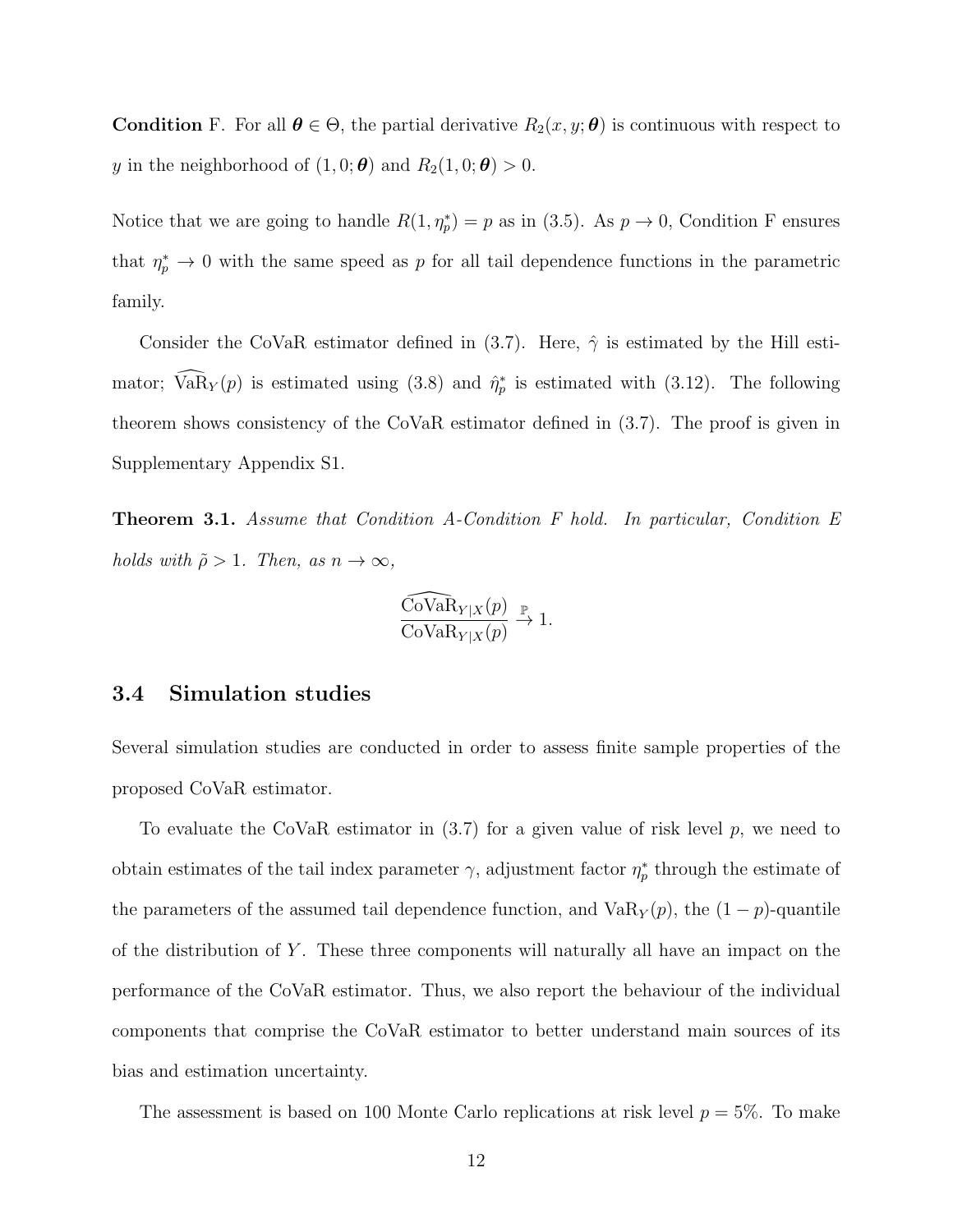**Condition** F. For all $\boldsymbol{\theta} \in \Theta$, the partial derivative $R_2(x, y; \boldsymbol{\theta})$ is continuous with respect to $y$ in the neighborhood of $(1, 0; \boldsymbol{\theta})$ and $R_2(1, 0; \boldsymbol{\theta}) > 0$.

Notice that we are going to handle $R(1, \eta_p^*) = p$ as in (3.5). As $p \to 0$, Condition F ensures that $\eta_p^* \to 0$ with the same speed as $p$ for all tail dependence functions in the parametric family.

Consider the CoVaR estimator defined in (3.7). Here, $\hat{\gamma}$ is estimated by the Hill estimator; $\widehat{\text{VaR}}_Y(p)$ is estimated using (3.8) and $\hat{\eta}_p^*$ is estimated with (3.12). The following theorem shows consistency of the CoVaR estimator defined in (3.7). The proof is given in Supplementary Appendix S1.

**Theorem 3.1.** *Assume that Condition A-Condition F hold. In particular, Condition E holds with $\tilde{\rho} > 1$. Then, as $n \to \infty$,*

$$\frac{\widehat{\text{CoVaR}}_{Y|X}(p)}{\text{CoVaR}_{Y|X}(p)} \xrightarrow{\mathbb{P}} 1.$$

### 3.4 Simulation studies

Several simulation studies are conducted in order to assess finite sample properties of the proposed CoVaR estimator.

To evaluate the CoVaR estimator in (3.7) for a given value of risk level $p$, we need to obtain estimates of the tail index parameter $\gamma$, adjustment factor $\eta_p^*$ through the estimate of the parameters of the assumed tail dependence function, and $\text{VaR}_Y(p)$, the $(1-p)$-quantile of the distribution of $Y$. These three components will naturally all have an impact on the performance of the CoVaR estimator. Thus, we also report the behaviour of the individual components that comprise the CoVaR estimator to better understand main sources of its bias and estimation uncertainty.

The assessment is based on 100 Monte Carlo replications at risk level $p = 5\%$. To make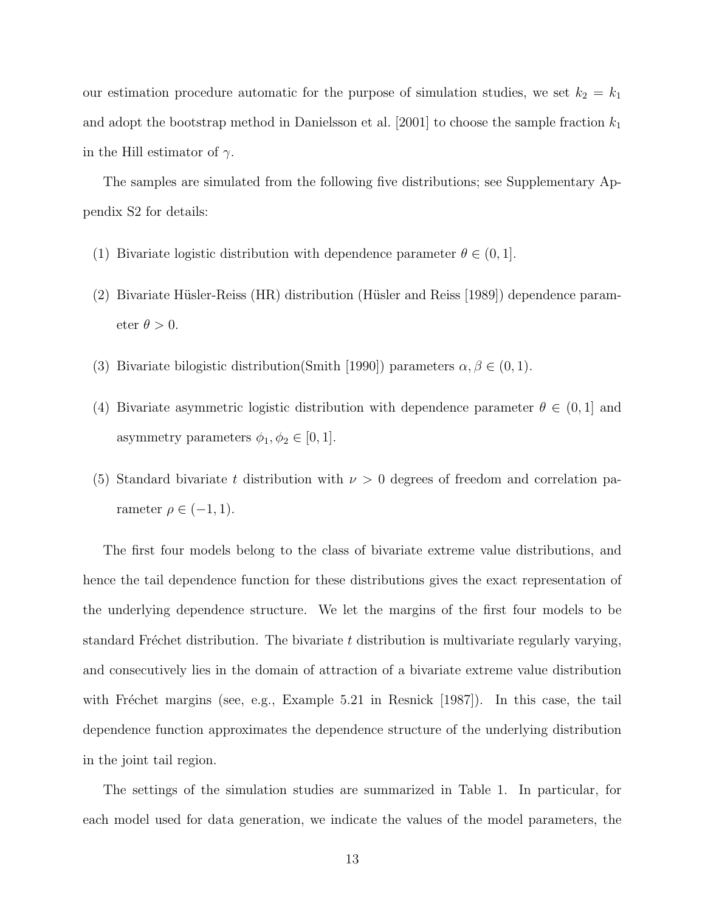our estimation procedure automatic for the purpose of simulation studies, we set $k_2 = k_1$ and adopt the bootstrap method in Danielsson et al. [2001] to choose the sample fraction $k_1$ in the Hill estimator of $\gamma$.

The samples are simulated from the following five distributions; see Supplementary Appendix S2 for details:

(1) Bivariate logistic distribution with dependence parameter $\theta \in (0, 1]$.

(2) Bivariate Hüsler-Reiss (HR) distribution (Hüsler and Reiss [1989]) dependence parameter $\theta > 0$.

(3) Bivariate bilogistic distribution(Smith [1990]) parameters $\alpha, \beta \in (0, 1)$.

(4) Bivariate asymmetric logistic distribution with dependence parameter $\theta \in (0, 1]$ and asymmetry parameters $\phi_1, \phi_2 \in [0, 1]$.

(5) Standard bivariate $t$ distribution with $\nu > 0$ degrees of freedom and correlation parameter $\rho \in (-1, 1)$.

The first four models belong to the class of bivariate extreme value distributions, and hence the tail dependence function for these distributions gives the exact representation of the underlying dependence structure. We let the margins of the first four models to be standard Fréchet distribution. The bivariate $t$ distribution is multivariate regularly varying, and consecutively lies in the domain of attraction of a bivariate extreme value distribution with Fréchet margins (see, e.g., Example 5.21 in Resnick [1987]). In this case, the tail dependence function approximates the dependence structure of the underlying distribution in the joint tail region.

The settings of the simulation studies are summarized in Table 1. In particular, for each model used for data generation, we indicate the values of the model parameters, the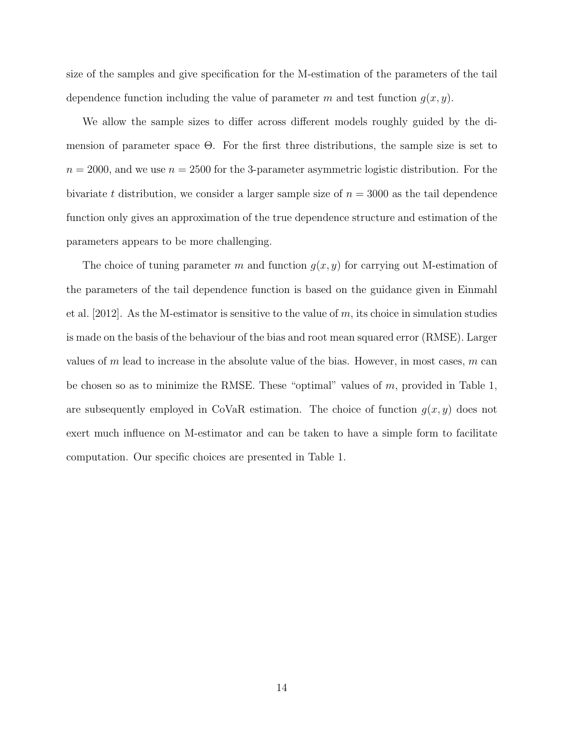size of the samples and give specification for the M-estimation of the parameters of the tail dependence function including the value of parameter $m$ and test function $g(x, y)$.

We allow the sample sizes to differ across different models roughly guided by the dimension of parameter space $\Theta$. For the first three distributions, the sample size is set to $n = 2000$, and we use $n = 2500$ for the 3-parameter asymmetric logistic distribution. For the bivariate $t$ distribution, we consider a larger sample size of $n = 3000$ as the tail dependence function only gives an approximation of the true dependence structure and estimation of the parameters appears to be more challenging.

The choice of tuning parameter $m$ and function $g(x, y)$ for carrying out M-estimation of the parameters of the tail dependence function is based on the guidance given in Einmahl et al. [2012]. As the M-estimator is sensitive to the value of $m$, its choice in simulation studies is made on the basis of the behaviour of the bias and root mean squared error (RMSE). Larger values of $m$ lead to increase in the absolute value of the bias. However, in most cases, $m$ can be chosen so as to minimize the RMSE. These "optimal" values of $m$, provided in Table 1, are subsequently employed in CoVaR estimation. The choice of function $g(x, y)$ does not exert much influence on M-estimator and can be taken to have a simple form to facilitate computation. Our specific choices are presented in Table 1.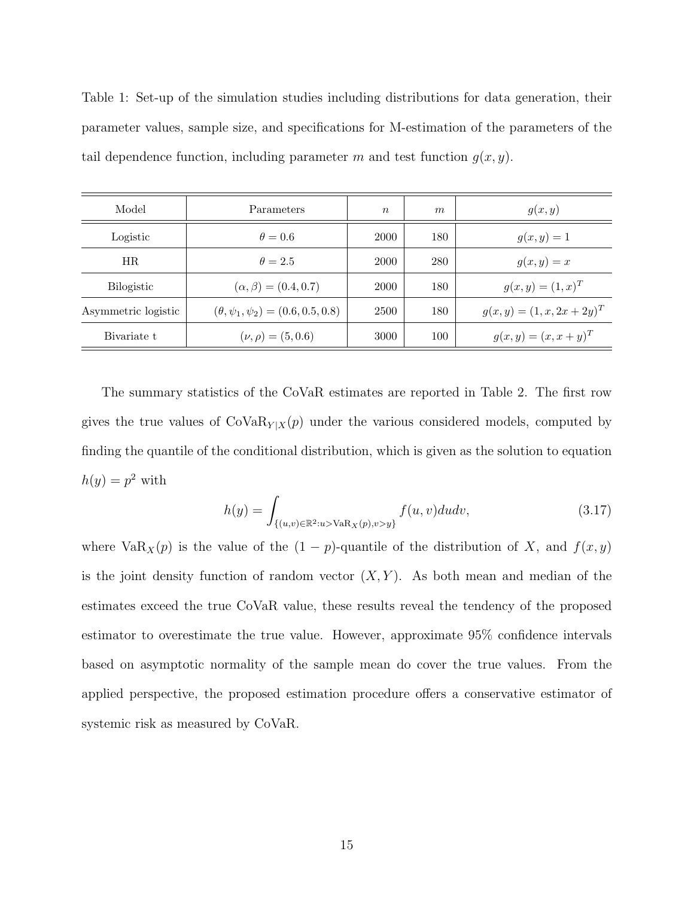Table 1: Set-up of the simulation studies including distributions for data generation, their parameter values, sample size, and specifications for M-estimation of the parameters of the tail dependence function, including parameter $m$ and test function $g(x, y)$.

| Model | Parameters | $n$ | $m$ | $g(x, y)$ |
|---|---|---|---|---|
| Logistic | $\theta = 0.6$ | 2000 | 180 | $g(x, y) = 1$ |
| HR | $\theta = 2.5$ | 2000 | 280 | $g(x, y) = x$ |
| Bilogistic | $(\alpha, \beta) = (0.4, 0.7)$ | 2000 | 180 | $g(x, y) = (1, x)^T$ |
| Asymmetric logistic | $(\theta, \psi_1, \psi_2) = (0.6, 0.5, 0.8)$ | 2500 | 180 | $g(x, y) = (1, x, 2x + 2y)^T$ |
| Bivariate t | $(\nu, \rho) = (5, 0.6)$ | 3000 | 100 | $g(x, y) = (x, x + y)^T$ |

The summary statistics of the CoVaR estimates are reported in Table 2. The first row gives the true values of $\text{CoVaR}_{Y|X}(p)$ under the various considered models, computed by finding the quantile of the conditional distribution, which is given as the solution to equation $h(y) = p^2$ with

$$h(y) = \int_{\{(u,v)\in\mathbb{R}^2: u > \text{VaR}_X(p), v > y\}} f(u, v) du dv, \tag{3.17}$$

where $\text{VaR}_X(p)$ is the value of the $(1 - p)$-quantile of the distribution of $X$, and $f(x, y)$ is the joint density function of random vector $(X, Y)$. As both mean and median of the estimates exceed the true CoVaR value, these results reveal the tendency of the proposed estimator to overestimate the true value. However, approximate 95% confidence intervals based on asymptotic normality of the sample mean do cover the true values. From the applied perspective, the proposed estimation procedure offers a conservative estimator of systemic risk as measured by CoVaR.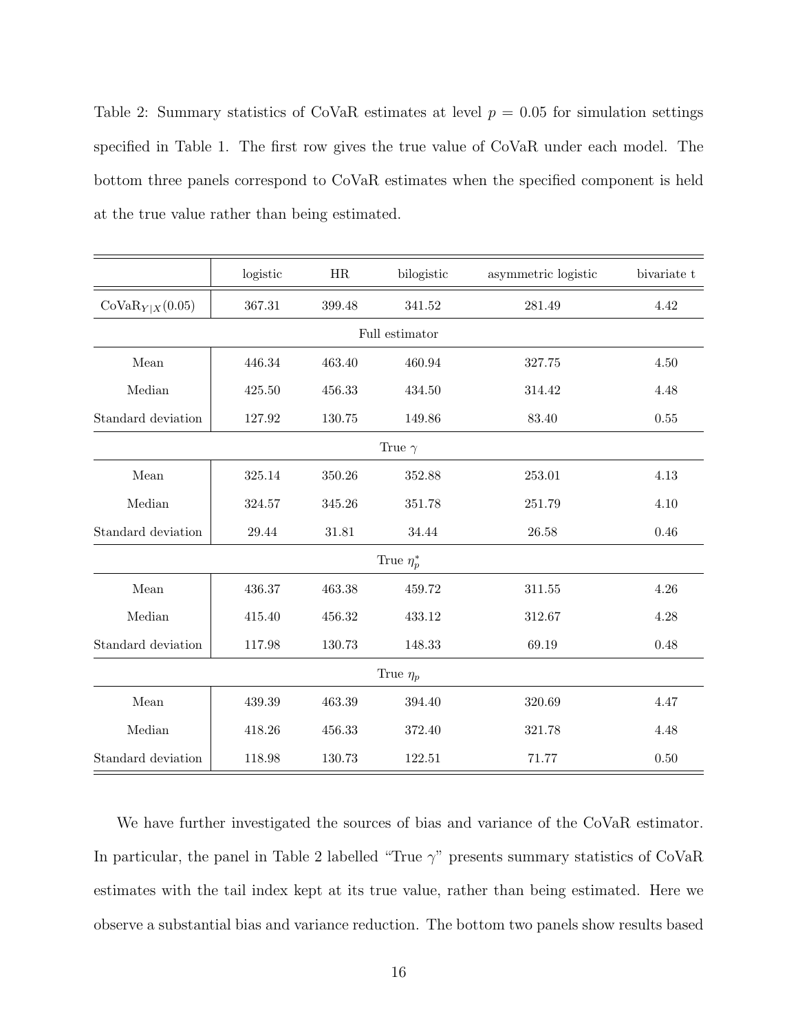Table 2: Summary statistics of CoVaR estimates at level $p = 0.05$ for simulation settings specified in Table 1. The first row gives the true value of CoVaR under each model. The bottom three panels correspond to CoVaR estimates when the specified component is held at the true value rather than being estimated.

| | logistic | HR | bilogistic | asymmetric logistic | bivariate t |
|---|---|---|---|---|---|
| $\text{CoVaR}_{Y\|X}(0.05)$ | 367.31 | 399.48 | 341.52 | 281.49 | 4.42 |
| | | | Full estimator | | |
| Mean | 446.34 | 463.40 | 460.94 | 327.75 | 4.50 |
| Median | 425.50 | 456.33 | 434.50 | 314.42 | 4.48 |
| Standard deviation | 127.92 | 130.75 | 149.86 | 83.40 | 0.55 |
| | | | True $\gamma$ | | |
| Mean | 325.14 | 350.26 | 352.88 | 253.01 | 4.13 |
| Median | 324.57 | 345.26 | 351.78 | 251.79 | 4.10 |
| Standard deviation | 29.44 | 31.81 | 34.44 | 26.58 | 0.46 |
| | | | True $\eta_p^*$ | | |
| Mean | 436.37 | 463.38 | 459.72 | 311.55 | 4.26 |
| Median | 415.40 | 456.32 | 433.12 | 312.67 | 4.28 |
| Standard deviation | 117.98 | 130.73 | 148.33 | 69.19 | 0.48 |
| | | | True $\eta_p$ | | |
| Mean | 439.39 | 463.39 | 394.40 | 320.69 | 4.47 |
| Median | 418.26 | 456.33 | 372.40 | 321.78 | 4.48 |
| Standard deviation | 118.98 | 130.73 | 122.51 | 71.77 | 0.50 |

We have further investigated the sources of bias and variance of the CoVaR estimator. In particular, the panel in Table 2 labelled "True $\gamma$" presents summary statistics of CoVaR estimates with the tail index kept at its true value, rather than being estimated. Here we observe a substantial bias and variance reduction. The bottom two panels show results based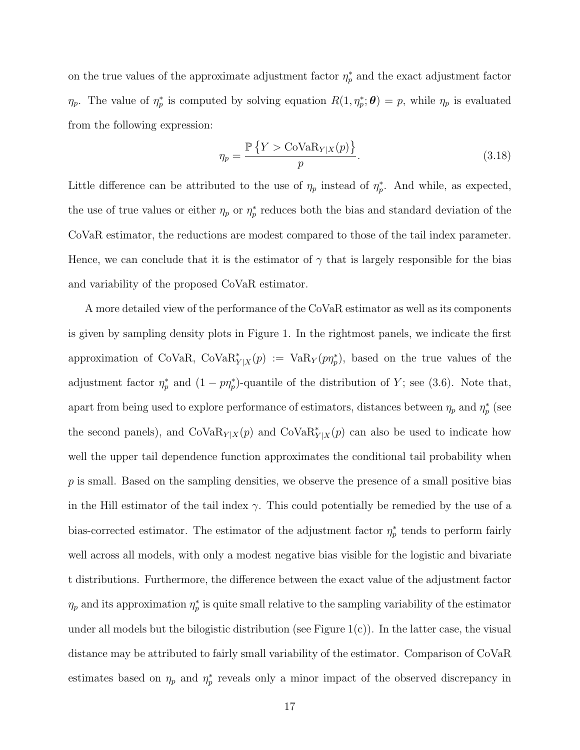on the true values of the approximate adjustment factor $\eta_p^*$ and the exact adjustment factor $\eta_p$. The value of $\eta_p^*$ is computed by solving equation $R(1, \eta_p^*; \boldsymbol{\theta}) = p$, while $\eta_p$ is evaluated from the following expression:

$$\eta_p = \frac{\mathbb{P}\left\{Y > \mathrm{CoVaR}_{Y|X}(p)\right\}}{p}. \tag{3.18}$$

Little difference can be attributed to the use of $\eta_p$ instead of $\eta_p^*$. And while, as expected, the use of true values or either $\eta_p$ or $\eta_p^*$ reduces both the bias and standard deviation of the CoVaR estimator, the reductions are modest compared to those of the tail index parameter. Hence, we can conclude that it is the estimator of $\gamma$ that is largely responsible for the bias and variability of the proposed CoVaR estimator.

A more detailed view of the performance of the CoVaR estimator as well as its components is given by sampling density plots in Figure 1. In the rightmost panels, we indicate the first approximation of CoVaR, $\mathrm{CoVaR}^*_{Y|X}(p) := \mathrm{VaR}_Y(p\eta_p^*)$, based on the true values of the adjustment factor $\eta_p^*$ and $(1 - p\eta_p^*)$-quantile of the distribution of $Y$; see (3.6). Note that, apart from being used to explore performance of estimators, distances between $\eta_p$ and $\eta_p^*$ (see the second panels), and $\mathrm{CoVaR}_{Y|X}(p)$ and $\mathrm{CoVaR}^*_{Y|X}(p)$ can also be used to indicate how well the upper tail dependence function approximates the conditional tail probability when $p$ is small. Based on the sampling densities, we observe the presence of a small positive bias in the Hill estimator of the tail index $\gamma$. This could potentially be remedied by the use of a bias-corrected estimator. The estimator of the adjustment factor $\eta_p^*$ tends to perform fairly well across all models, with only a modest negative bias visible for the logistic and bivariate t distributions. Furthermore, the difference between the exact value of the adjustment factor $\eta_p$ and its approximation $\eta_p^*$ is quite small relative to the sampling variability of the estimator under all models but the bilogistic distribution (see Figure 1(c)). In the latter case, the visual distance may be attributed to fairly small variability of the estimator. Comparison of CoVaR estimates based on $\eta_p$ and $\eta_p^*$ reveals only a minor impact of the observed discrepancy in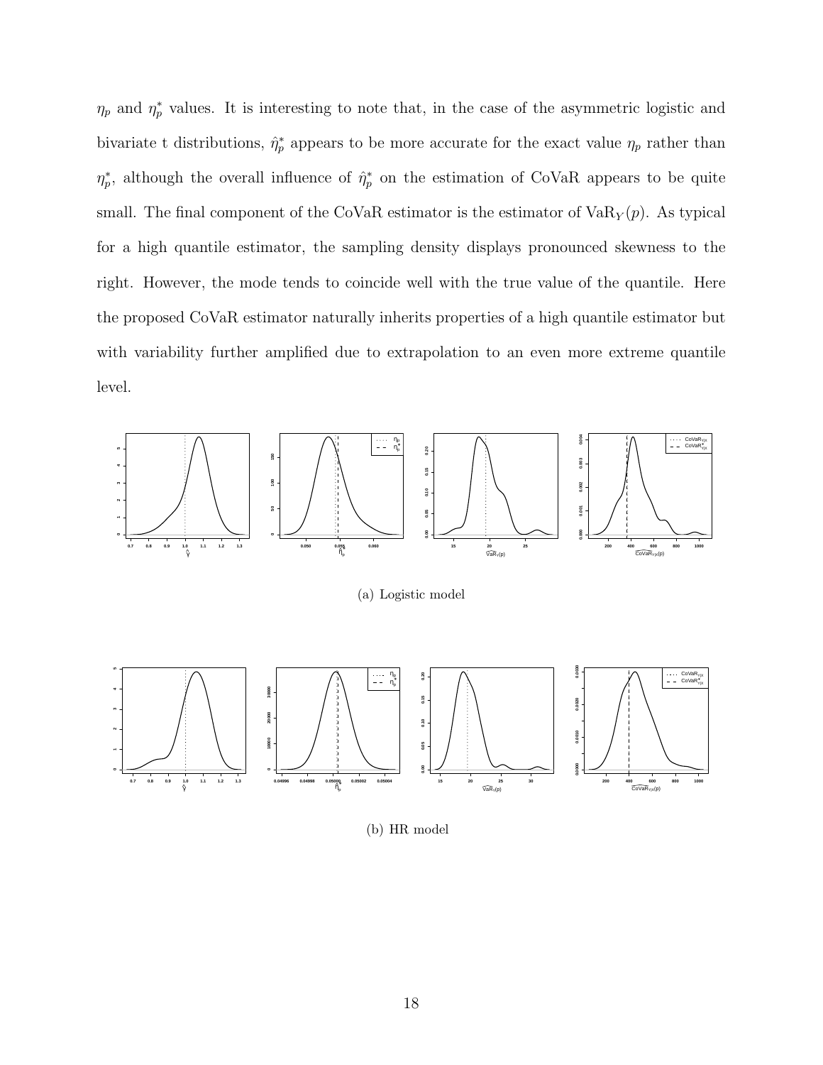$\eta_p$ and $\eta_p^*$ values. It is interesting to note that, in the case of the asymmetric logistic and bivariate t distributions, $\hat{\eta}_p^*$ appears to be more accurate for the exact value $\eta_p$ rather than $\eta_p^*$, although the overall influence of $\hat{\eta}_p^*$ on the estimation of CoVaR appears to be quite small. The final component of the CoVaR estimator is the estimator of $\mathrm{VaR}_Y(p)$. As typical for a high quantile estimator, the sampling density displays pronounced skewness to the right. However, the mode tends to coincide well with the true value of the quantile. Here the proposed CoVaR estimator naturally inherits properties of a high quantile estimator but with variability further amplified due to extrapolation to an even more extreme quantile level.

(a) Logistic model

(b) HR model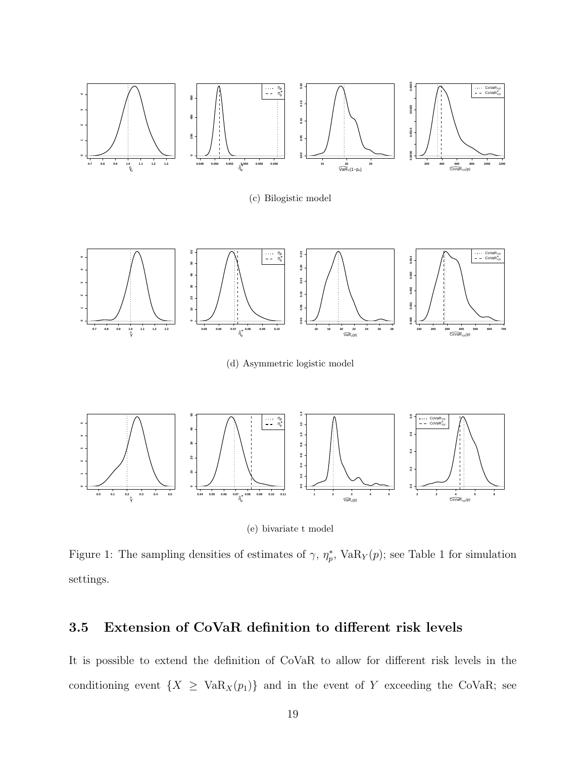(c) Bilogistic model

(d) Asymmetric logistic model

(e) bivariate t model

Figure 1: The sampling densities of estimates of $\gamma$, $\eta_p^*$, $\mathrm{VaR}_Y(p)$; see Table 1 for simulation settings.

### 3.5 Extension of CoVaR definition to different risk levels

It is possible to extend the definition of CoVaR to allow for different risk levels in the conditioning event $\{X \geq \mathrm{VaR}_X(p_1)\}$ and in the event of $Y$ exceeding the CoVaR; see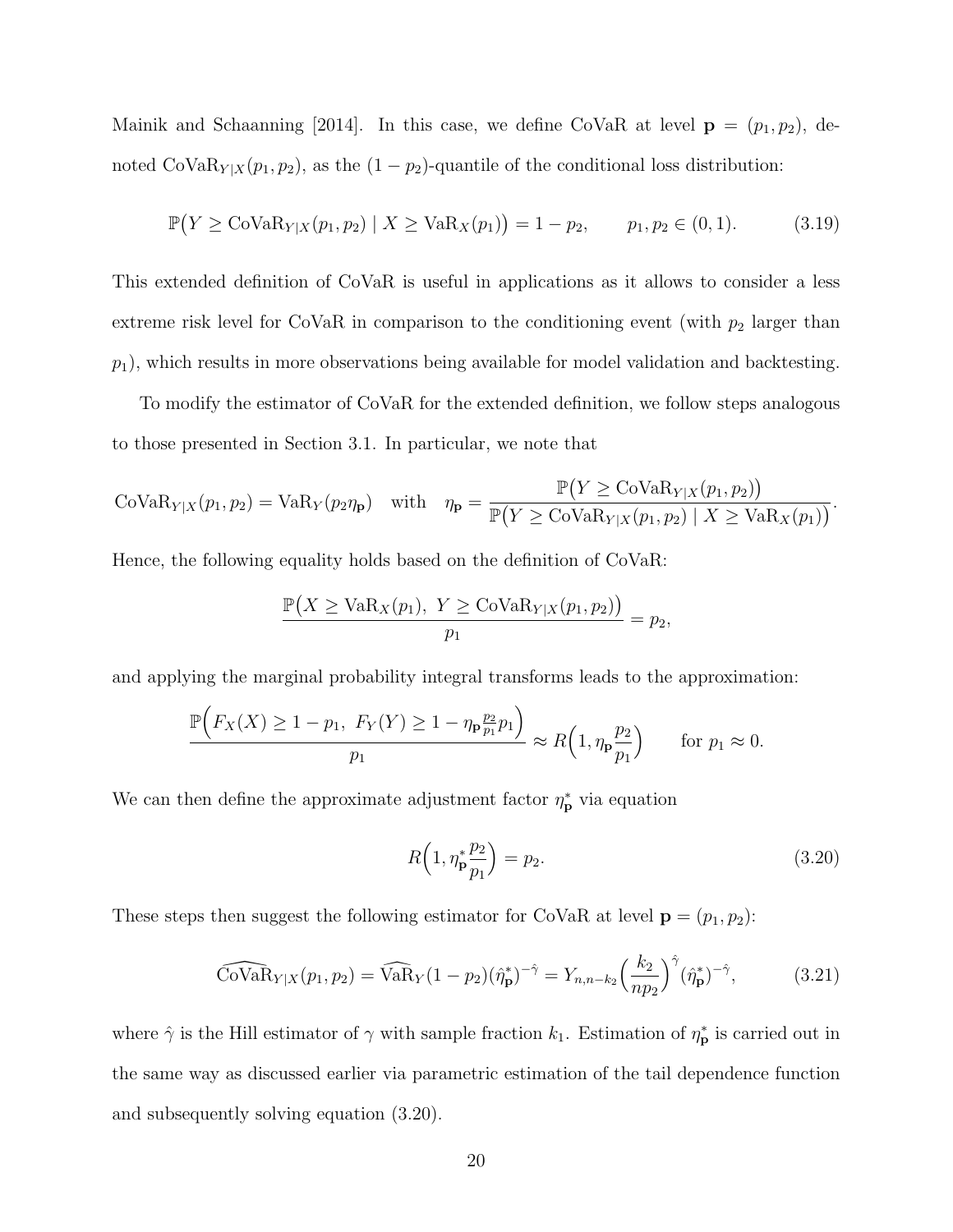Mainik and Schaanning [2014]. In this case, we define CoVaR at level $\mathbf{p} = (p_1, p_2)$, denoted $\mathrm{CoVaR}_{Y|X}(p_1, p_2)$, as the $(1-p_2)$-quantile of the conditional loss distribution:

$$\mathbb{P}\big(Y \geq \mathrm{CoVaR}_{Y|X}(p_1, p_2) \mid X \geq \mathrm{VaR}_X(p_1)\big) = 1 - p_2, \qquad p_1, p_2 \in (0,1). \tag{3.19}$$

This extended definition of CoVaR is useful in applications as it allows to consider a less extreme risk level for CoVaR in comparison to the conditioning event (with $p_2$ larger than $p_1$), which results in more observations being available for model validation and backtesting.

To modify the estimator of CoVaR for the extended definition, we follow steps analogous to those presented in Section 3.1. In particular, we note that

$$\mathrm{CoVaR}_{Y|X}(p_1, p_2) = \mathrm{VaR}_Y(p_2 \eta_{\mathbf{p}}) \quad \text{with} \quad \eta_{\mathbf{p}} = \frac{\mathbb{P}\big(Y \geq \mathrm{CoVaR}_{Y|X}(p_1, p_2)\big)}{\mathbb{P}\big(Y \geq \mathrm{CoVaR}_{Y|X}(p_1, p_2) \mid X \geq \mathrm{VaR}_X(p_1)\big)}.$$

Hence, the following equality holds based on the definition of CoVaR:

$$\frac{\mathbb{P}\big(X \geq \mathrm{VaR}_X(p_1),\ Y \geq \mathrm{CoVaR}_{Y|X}(p_1, p_2)\big)}{p_1} = p_2,$$

and applying the marginal probability integral transforms leads to the approximation:

$$\frac{\mathbb{P}\Big(F_X(X) \geq 1 - p_1,\ F_Y(Y) \geq 1 - \eta_{\mathbf{p}} \frac{p_2}{p_1} p_1\Big)}{p_1} \approx R\Big(1, \eta_{\mathbf{p}} \frac{p_2}{p_1}\Big) \qquad \text{for } p_1 \approx 0.$$

We can then define the approximate adjustment factor $\eta^*_{\mathbf{p}}$ via equation

$$R\Big(1, \eta^*_{\mathbf{p}} \frac{p_2}{p_1}\Big) = p_2. \tag{3.20}$$

These steps then suggest the following estimator for CoVaR at level $\mathbf{p} = (p_1, p_2)$:

$$\widehat{\mathrm{CoVaR}}_{Y|X}(p_1, p_2) = \widehat{\mathrm{VaR}}_Y(1 - p_2)(\hat{\eta}^*_{\mathbf{p}})^{-\hat{\gamma}} = Y_{n, n-k_2} \Big(\frac{k_2}{n p_2}\Big)^{\hat{\gamma}} (\hat{\eta}^*_{\mathbf{p}})^{-\hat{\gamma}}, \tag{3.21}$$

where $\hat{\gamma}$ is the Hill estimator of $\gamma$ with sample fraction $k_1$. Estimation of $\eta^*_{\mathbf{p}}$ is carried out in the same way as discussed earlier via parametric estimation of the tail dependence function and subsequently solving equation (3.20).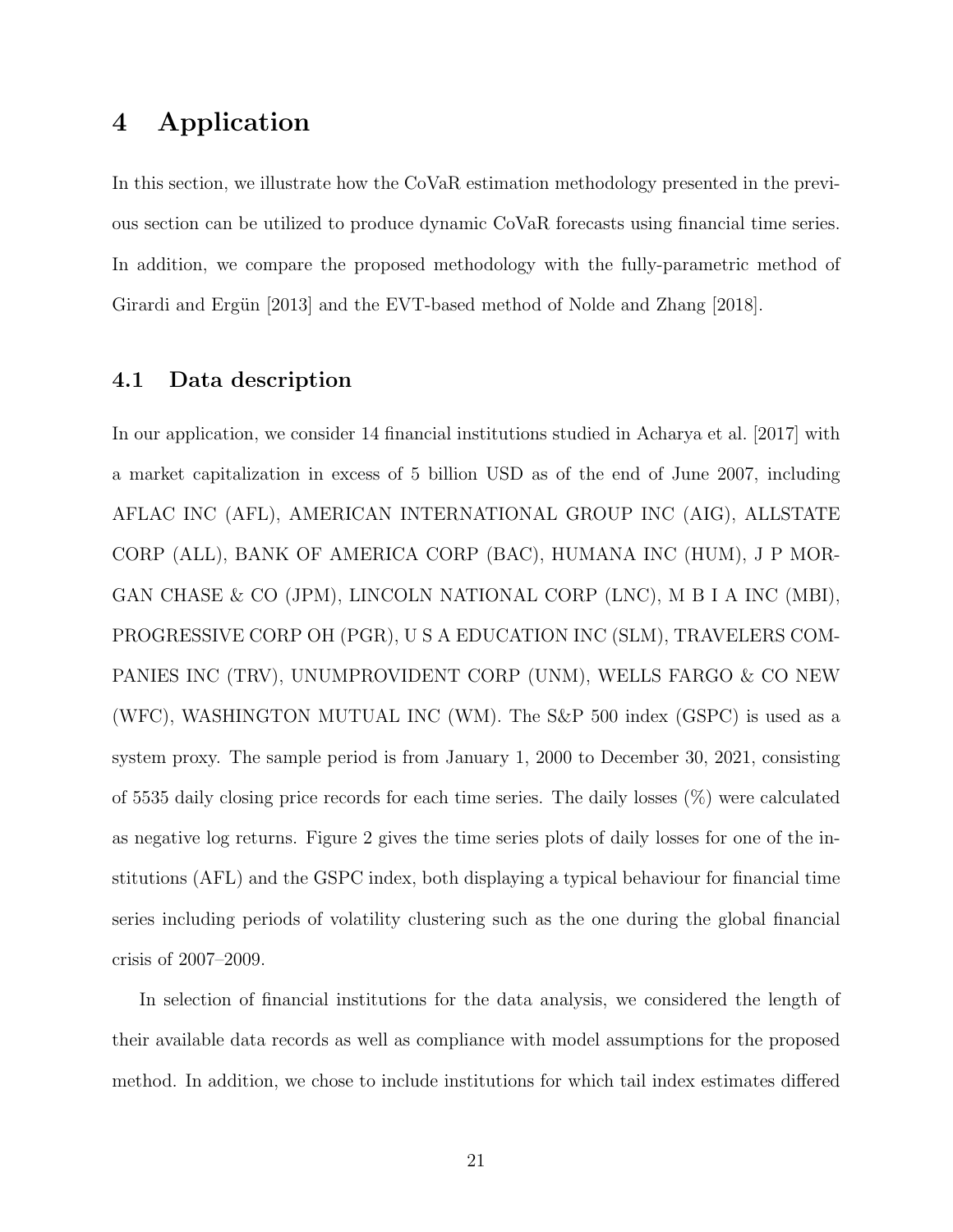# 4 Application

In this section, we illustrate how the CoVaR estimation methodology presented in the previous section can be utilized to produce dynamic CoVaR forecasts using financial time series. In addition, we compare the proposed methodology with the fully-parametric method of Girardi and Ergün [2013] and the EVT-based method of Nolde and Zhang [2018].

## 4.1 Data description

In our application, we consider 14 financial institutions studied in Acharya et al. [2017] with a market capitalization in excess of 5 billion USD as of the end of June 2007, including AFLAC INC (AFL), AMERICAN INTERNATIONAL GROUP INC (AIG), ALLSTATE CORP (ALL), BANK OF AMERICA CORP (BAC), HUMANA INC (HUM), J P MORGAN CHASE & CO (JPM), LINCOLN NATIONAL CORP (LNC), M B I A INC (MBI), PROGRESSIVE CORP OH (PGR), U S A EDUCATION INC (SLM), TRAVELERS COMPANIES INC (TRV), UNUMPROVIDENT CORP (UNM), WELLS FARGO & CO NEW (WFC), WASHINGTON MUTUAL INC (WM). The S&P 500 index (GSPC) is used as a system proxy. The sample period is from January 1, 2000 to December 30, 2021, consisting of 5535 daily closing price records for each time series. The daily losses (%) were calculated as negative log returns. Figure 2 gives the time series plots of daily losses for one of the institutions (AFL) and the GSPC index, both displaying a typical behaviour for financial time series including periods of volatility clustering such as the one during the global financial crisis of 2007–2009.

In selection of financial institutions for the data analysis, we considered the length of their available data records as well as compliance with model assumptions for the proposed method. In addition, we chose to include institutions for which tail index estimates differed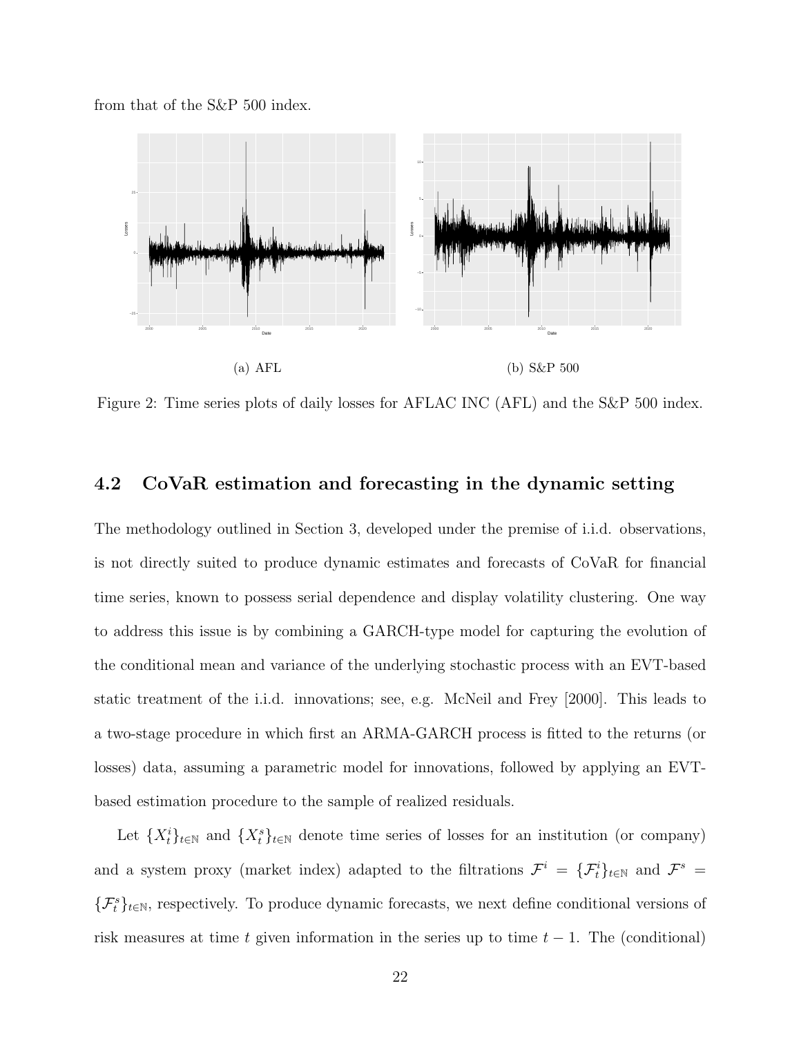from that of the S&P 500 index.

(a) AFL

(b) S&P 500

Figure 2: Time series plots of daily losses for AFLAC INC (AFL) and the S&P 500 index.

## 4.2 CoVaR estimation and forecasting in the dynamic setting

The methodology outlined in Section 3, developed under the premise of i.i.d. observations, is not directly suited to produce dynamic estimates and forecasts of CoVaR for financial time series, known to possess serial dependence and display volatility clustering. One way to address this issue is by combining a GARCH-type model for capturing the evolution of the conditional mean and variance of the underlying stochastic process with an EVT-based static treatment of the i.i.d. innovations; see, e.g. McNeil and Frey [2000]. This leads to a two-stage procedure in which first an ARMA-GARCH process is fitted to the returns (or losses) data, assuming a parametric model for innovations, followed by applying an EVT-based estimation procedure to the sample of realized residuals.

Let $\{X_t^i\}_{t\in\mathbb{N}}$ and $\{X_t^s\}_{t\in\mathbb{N}}$ denote time series of losses for an institution (or company) and a system proxy (market index) adapted to the filtrations $\mathcal{F}^i = \{\mathcal{F}_t^i\}_{t\in\mathbb{N}}$ and $\mathcal{F}^s = \{\mathcal{F}_t^s\}_{t\in\mathbb{N}}$, respectively. To produce dynamic forecasts, we next define conditional versions of risk measures at time $t$ given information in the series up to time $t-1$. The (conditional)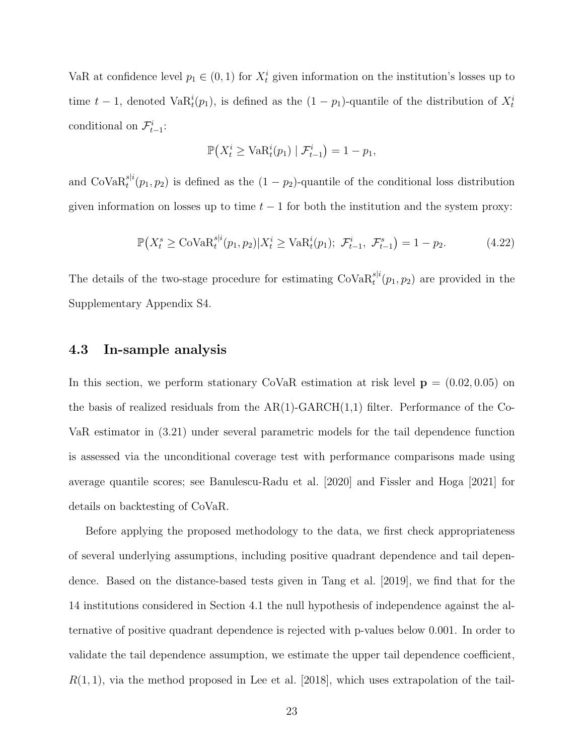VaR at confidence level $p_1 \in (0, 1)$ for $X_t^i$ given information on the institution's losses up to time $t-1$, denoted $\mathrm{VaR}_t^i(p_1)$, is defined as the $(1-p_1)$-quantile of the distribution of $X_t^i$ conditional on $\mathcal{F}_{t-1}^i$:

$$\mathbb{P}\big(X_t^i \geq \mathrm{VaR}_t^i(p_1) \mid \mathcal{F}_{t-1}^i\big) = 1 - p_1,$$

and $\mathrm{CoVaR}_t^{s|i}(p_1, p_2)$ is defined as the $(1-p_2)$-quantile of the conditional loss distribution given information on losses up to time $t-1$ for both the institution and the system proxy:

$$\mathbb{P}\big(X_t^s \geq \mathrm{CoVaR}_t^{s|i}(p_1, p_2) | X_t^i \geq \mathrm{VaR}_t^i(p_1);\ \mathcal{F}_{t-1}^i,\ \mathcal{F}_{t-1}^s\big) = 1 - p_2. \tag{4.22}$$

The details of the two-stage procedure for estimating $\mathrm{CoVaR}_t^{s|i}(p_1, p_2)$ are provided in the Supplementary Appendix S4.

### 4.3 In-sample analysis

In this section, we perform stationary CoVaR estimation at risk level $\mathbf{p} = (0.02, 0.05)$ on the basis of realized residuals from the AR(1)-GARCH(1,1) filter. Performance of the CoVaR estimator in (3.21) under several parametric models for the tail dependence function is assessed via the unconditional coverage test with performance comparisons made using average quantile scores; see Banulescu-Radu et al. [2020] and Fissler and Hoga [2021] for details on backtesting of CoVaR.

Before applying the proposed methodology to the data, we first check appropriateness of several underlying assumptions, including positive quadrant dependence and tail dependence. Based on the distance-based tests given in Tang et al. [2019], we find that for the 14 institutions considered in Section 4.1 the null hypothesis of independence against the alternative of positive quadrant dependence is rejected with p-values below 0.001. In order to validate the tail dependence assumption, we estimate the upper tail dependence coefficient, $R(1, 1)$, via the method proposed in Lee et al. [2018], which uses extrapolation of the tail-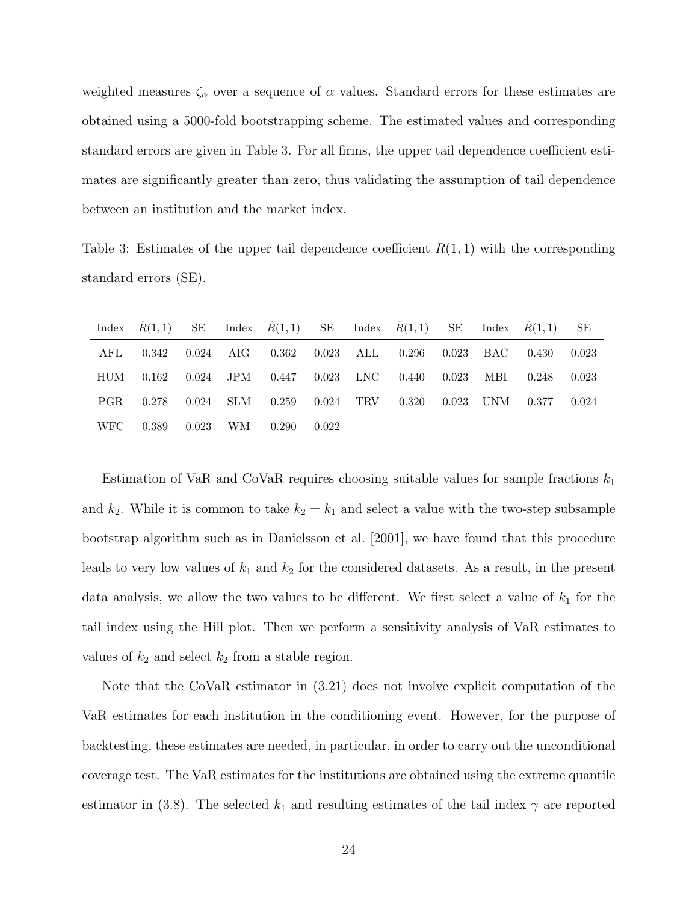weighted measures $\zeta_\alpha$ over a sequence of $\alpha$ values. Standard errors for these estimates are obtained using a 5000-fold bootstrapping scheme. The estimated values and corresponding standard errors are given in Table 3. For all firms, the upper tail dependence coefficient estimates are significantly greater than zero, thus validating the assumption of tail dependence between an institution and the market index.

Table 3: Estimates of the upper tail dependence coefficient $R(1,1)$ with the corresponding standard errors (SE).

| Index | $\hat{R}(1,1)$ | SE | Index | $\hat{R}(1,1)$ | SE | Index | $\hat{R}(1,1)$ | SE | Index | $\hat{R}(1,1)$ | SE |
|---|---|---|---|---|---|---|---|---|---|---|---|
| AFL | 0.342 | 0.024 | AIG | 0.362 | 0.023 | ALL | 0.296 | 0.023 | BAC | 0.430 | 0.023 |
| HUM | 0.162 | 0.024 | JPM | 0.447 | 0.023 | LNC | 0.440 | 0.023 | MBI | 0.248 | 0.023 |
| PGR | 0.278 | 0.024 | SLM | 0.259 | 0.024 | TRV | 0.320 | 0.023 | UNM | 0.377 | 0.024 |
| WFC | 0.389 | 0.023 | WM | 0.290 | 0.022 | | | | | | |

Estimation of VaR and CoVaR requires choosing suitable values for sample fractions $k_1$ and $k_2$. While it is common to take $k_2 = k_1$ and select a value with the two-step subsample bootstrap algorithm such as in Danielsson et al. [2001], we have found that this procedure leads to very low values of $k_1$ and $k_2$ for the considered datasets. As a result, in the present data analysis, we allow the two values to be different. We first select a value of $k_1$ for the tail index using the Hill plot. Then we perform a sensitivity analysis of VaR estimates to values of $k_2$ and select $k_2$ from a stable region.

Note that the CoVaR estimator in (3.21) does not involve explicit computation of the VaR estimates for each institution in the conditioning event. However, for the purpose of backtesting, these estimates are needed, in particular, in order to carry out the unconditional coverage test. The VaR estimates for the institutions are obtained using the extreme quantile estimator in (3.8). The selected $k_1$ and resulting estimates of the tail index $\gamma$ are reported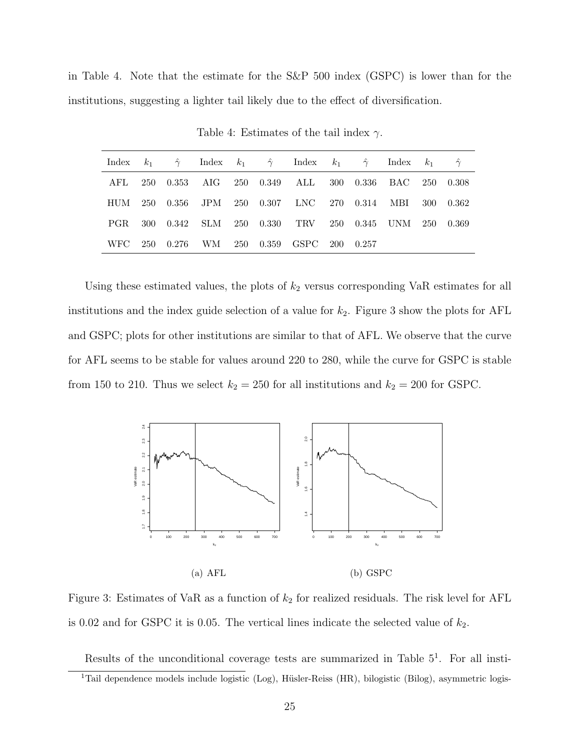in Table 4. Note that the estimate for the S&P 500 index (GSPC) is lower than for the institutions, suggesting a lighter tail likely due to the effect of diversification.

Table 4: Estimates of the tail index $\gamma$.

| Index | $k_1$ | $\hat{\gamma}$ | Index | $k_1$ | $\hat{\gamma}$ | Index | $k_1$ | $\hat{\gamma}$ | Index | $k_1$ | $\hat{\gamma}$ |
|---|---|---|---|---|---|---|---|---|---|---|---|
| AFL | 250 | 0.353 | AIG | 250 | 0.349 | ALL | 300 | 0.336 | BAC | 250 | 0.308 |
| HUM | 250 | 0.356 | JPM | 250 | 0.307 | LNC | 270 | 0.314 | MBI | 300 | 0.362 |
| PGR | 300 | 0.342 | SLM | 250 | 0.330 | TRV | 250 | 0.345 | UNM | 250 | 0.369 |
| WFC | 250 | 0.276 | WM | 250 | 0.359 | GSPC | 200 | 0.257 | | | |

Using these estimated values, the plots of $k_2$ versus corresponding VaR estimates for all institutions and the index guide selection of a value for $k_2$. Figure 3 show the plots for AFL and GSPC; plots for other institutions are similar to that of AFL. We observe that the curve for AFL seems to be stable for values around 220 to 280, while the curve for GSPC is stable from 150 to 210. Thus we select $k_2 = 250$ for all institutions and $k_2 = 200$ for GSPC.

(a) AFL

(b) GSPC

Figure 3: Estimates of VaR as a function of $k_2$ for realized residuals. The risk level for AFL is 0.02 and for GSPC it is 0.05. The vertical lines indicate the selected value of $k_2$.

Results of the unconditional coverage tests are summarized in Table 5[1]. For all insti-

[1]Tail dependence models include logistic (Log), Hüsler-Reiss (HR), bilogistic (Bilog), asymmetric logis-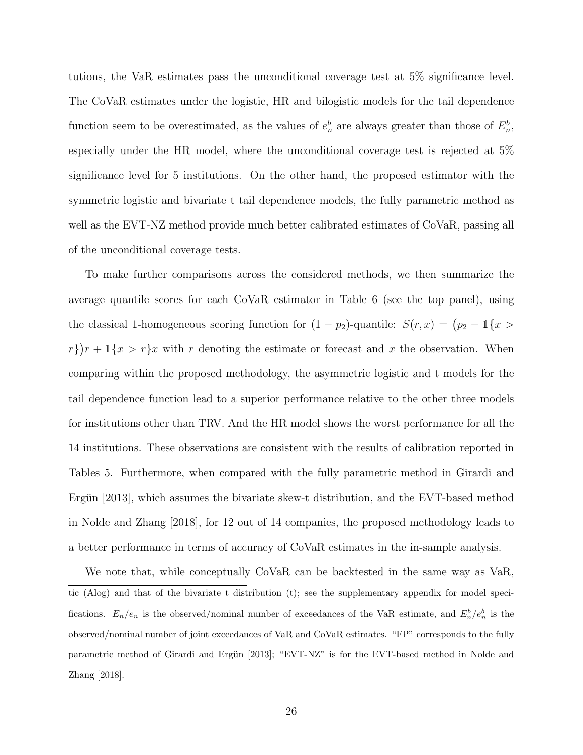tutions, the VaR estimates pass the unconditional coverage test at 5% significance level. The CoVaR estimates under the logistic, HR and bilogistic models for the tail dependence function seem to be overestimated, as the values of $e_n^b$ are always greater than those of $E_n^b$, especially under the HR model, where the unconditional coverage test is rejected at 5% significance level for 5 institutions. On the other hand, the proposed estimator with the symmetric logistic and bivariate t tail dependence models, the fully parametric method as well as the EVT-NZ method provide much better calibrated estimates of CoVaR, passing all of the unconditional coverage tests.

To make further comparisons across the considered methods, we then summarize the average quantile scores for each CoVaR estimator in Table 6 (see the top panel), using the classical 1-homogeneous scoring function for $(1-p_2)$-quantile: $S(r,x) = \big(p_2 - \mathbb{1}\{x > r\}\big)r + \mathbb{1}\{x > r\}x$ with $r$ denoting the estimate or forecast and $x$ the observation. When comparing within the proposed methodology, the asymmetric logistic and t models for the tail dependence function lead to a superior performance relative to the other three models for institutions other than TRV. And the HR model shows the worst performance for all the 14 institutions. These observations are consistent with the results of calibration reported in Tables 5. Furthermore, when compared with the fully parametric method in Girardi and Ergün [2013], which assumes the bivariate skew-t distribution, and the EVT-based method in Nolde and Zhang [2018], for 12 out of 14 companies, the proposed methodology leads to a better performance in terms of accuracy of CoVaR estimates in the in-sample analysis.

We note that, while conceptually CoVaR can be backtested in the same way as VaR,

tic (Alog) and that of the bivariate t distribution (t); see the supplementary appendix for model specifications. $E_n/e_n$ is the observed/nominal number of exceedances of the VaR estimate, and $E_n^b/e_n^b$ is the observed/nominal number of joint exceedances of VaR and CoVaR estimates. "FP" corresponds to the fully parametric method of Girardi and Ergün [2013]; "EVT-NZ" is for the EVT-based method in Nolde and Zhang [2018].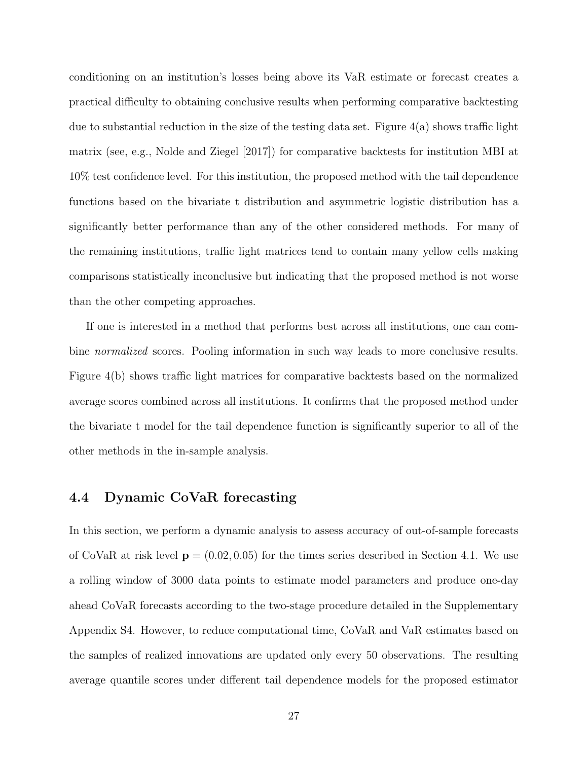conditioning on an institution's losses being above its VaR estimate or forecast creates a practical difficulty to obtaining conclusive results when performing comparative backtesting due to substantial reduction in the size of the testing data set. Figure 4(a) shows traffic light matrix (see, e.g., Nolde and Ziegel [2017]) for comparative backtests for institution MBI at 10% test confidence level. For this institution, the proposed method with the tail dependence functions based on the bivariate t distribution and asymmetric logistic distribution has a significantly better performance than any of the other considered methods. For many of the remaining institutions, traffic light matrices tend to contain many yellow cells making comparisons statistically inconclusive but indicating that the proposed method is not worse than the other competing approaches.

If one is interested in a method that performs best across all institutions, one can combine *normalized* scores. Pooling information in such way leads to more conclusive results. Figure 4(b) shows traffic light matrices for comparative backtests based on the normalized average scores combined across all institutions. It confirms that the proposed method under the bivariate t model for the tail dependence function is significantly superior to all of the other methods in the in-sample analysis.

### 4.4 Dynamic CoVaR forecasting

In this section, we perform a dynamic analysis to assess accuracy of out-of-sample forecasts of CoVaR at risk level $\mathbf{p} = (0.02, 0.05)$ for the times series described in Section 4.1. We use a rolling window of 3000 data points to estimate model parameters and produce one-day ahead CoVaR forecasts according to the two-stage procedure detailed in the Supplementary Appendix S4. However, to reduce computational time, CoVaR and VaR estimates based on the samples of realized innovations are updated only every 50 observations. The resulting average quantile scores under different tail dependence models for the proposed estimator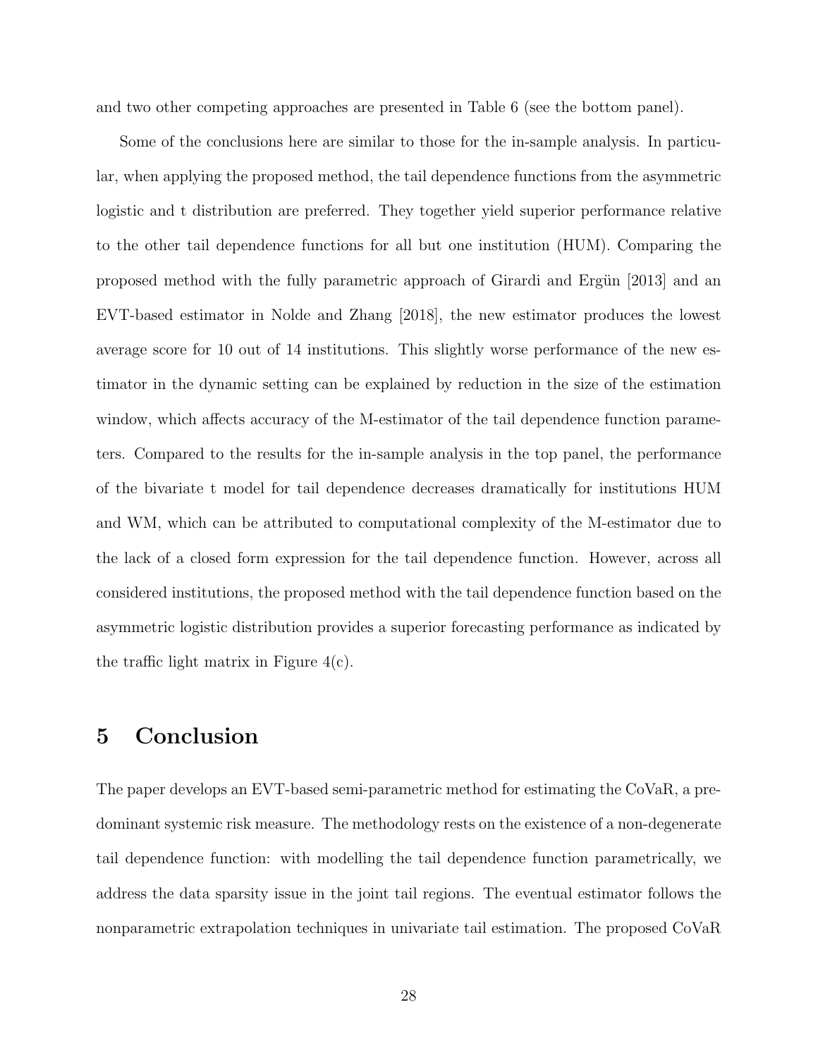and two other competing approaches are presented in Table 6 (see the bottom panel).

Some of the conclusions here are similar to those for the in-sample analysis. In particular, when applying the proposed method, the tail dependence functions from the asymmetric logistic and t distribution are preferred. They together yield superior performance relative to the other tail dependence functions for all but one institution (HUM). Comparing the proposed method with the fully parametric approach of Girardi and Ergün [2013] and an EVT-based estimator in Nolde and Zhang [2018], the new estimator produces the lowest average score for 10 out of 14 institutions. This slightly worse performance of the new estimator in the dynamic setting can be explained by reduction in the size of the estimation window, which affects accuracy of the M-estimator of the tail dependence function parameters. Compared to the results for the in-sample analysis in the top panel, the performance of the bivariate t model for tail dependence decreases dramatically for institutions HUM and WM, which can be attributed to computational complexity of the M-estimator due to the lack of a closed form expression for the tail dependence function. However, across all considered institutions, the proposed method with the tail dependence function based on the asymmetric logistic distribution provides a superior forecasting performance as indicated by the traffic light matrix in Figure 4(c).

# 5 Conclusion

The paper develops an EVT-based semi-parametric method for estimating the CoVaR, a predominant systemic risk measure. The methodology rests on the existence of a non-degenerate tail dependence function: with modelling the tail dependence function parametrically, we address the data sparsity issue in the joint tail regions. The eventual estimator follows the nonparametric extrapolation techniques in univariate tail estimation. The proposed CoVaR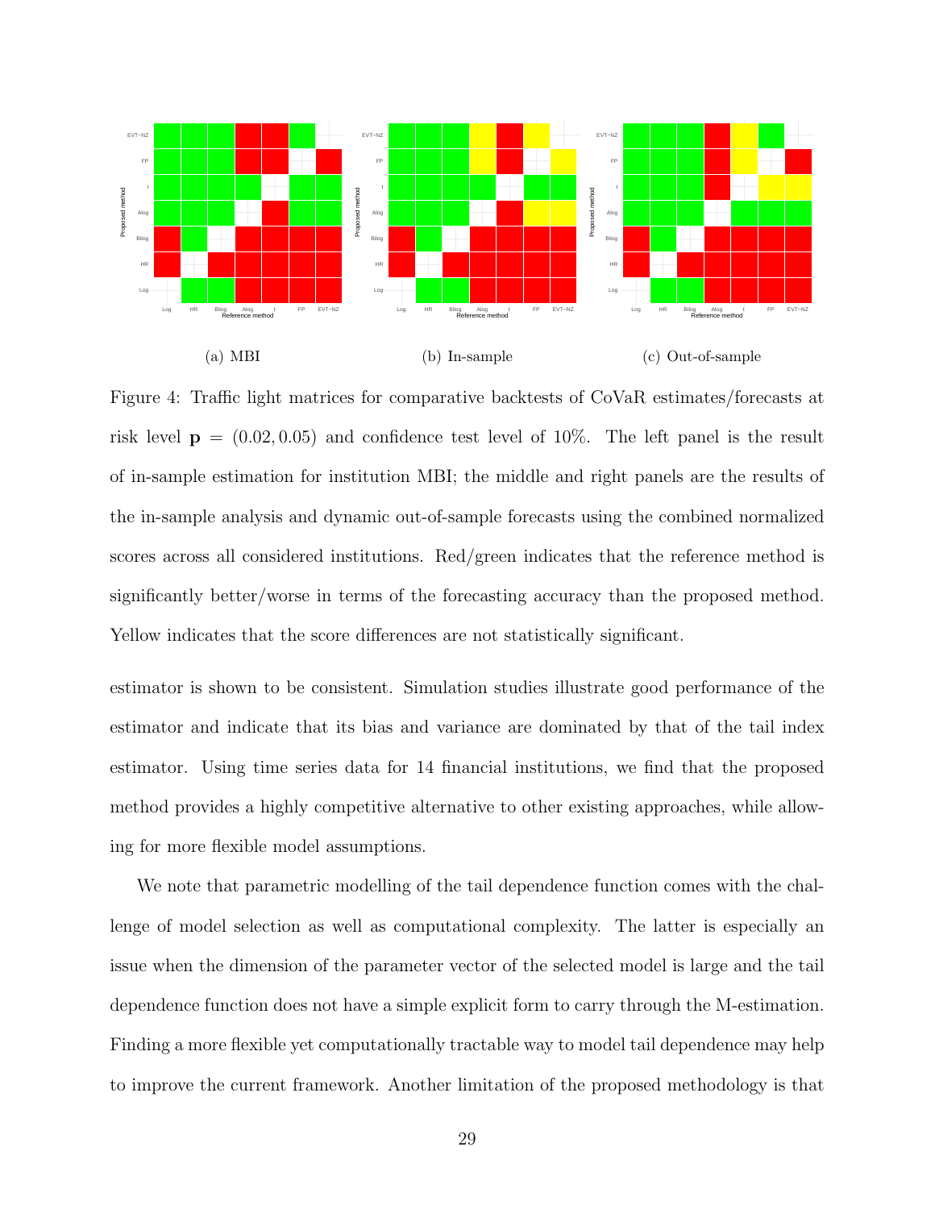(a) MBI (b) In-sample (c) Out-of-sample

Figure 4: Traffic light matrices for comparative backtests of CoVaR estimates/forecasts at risk level $\mathbf{p} = (0.02, 0.05)$ and confidence test level of 10%. The left panel is the result of in-sample estimation for institution MBI; the middle and right panels are the results of the in-sample analysis and dynamic out-of-sample forecasts using the combined normalized scores across all considered institutions. Red/green indicates that the reference method is significantly better/worse in terms of the forecasting accuracy than the proposed method. Yellow indicates that the score differences are not statistically significant.

estimator is shown to be consistent. Simulation studies illustrate good performance of the estimator and indicate that its bias and variance are dominated by that of the tail index estimator. Using time series data for 14 financial institutions, we find that the proposed method provides a highly competitive alternative to other existing approaches, while allowing for more flexible model assumptions.

We note that parametric modelling of the tail dependence function comes with the challenge of model selection as well as computational complexity. The latter is especially an issue when the dimension of the parameter vector of the selected model is large and the tail dependence function does not have a simple explicit form to carry through the M-estimation. Finding a more flexible yet computationally tractable way to model tail dependence may help to improve the current framework. Another limitation of the proposed methodology is that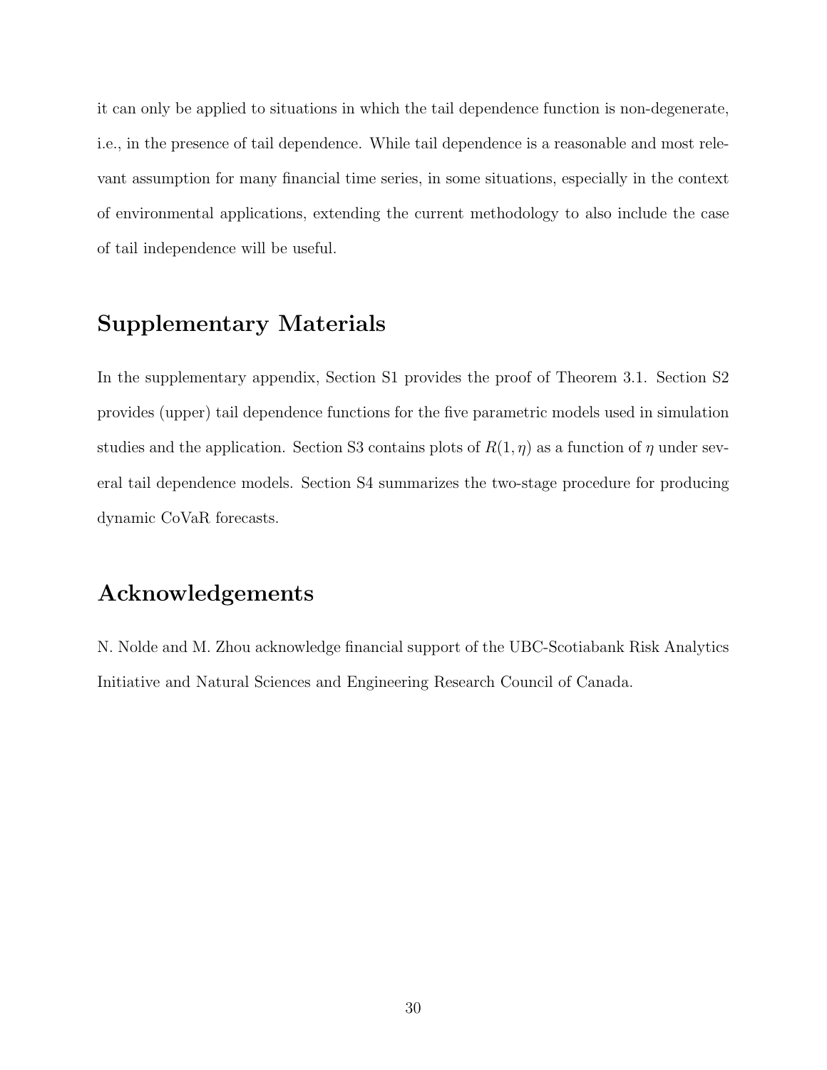it can only be applied to situations in which the tail dependence function is non-degenerate, i.e., in the presence of tail dependence. While tail dependence is a reasonable and most relevant assumption for many financial time series, in some situations, especially in the context of environmental applications, extending the current methodology to also include the case of tail independence will be useful.

## Supplementary Materials

In the supplementary appendix, Section S1 provides the proof of Theorem 3.1. Section S2 provides (upper) tail dependence functions for the five parametric models used in simulation studies and the application. Section S3 contains plots of $R(1, \eta)$ as a function of $\eta$ under several tail dependence models. Section S4 summarizes the two-stage procedure for producing dynamic CoVaR forecasts.

## Acknowledgements

N. Nolde and M. Zhou acknowledge financial support of the UBC-Scotiabank Risk Analytics Initiative and Natural Sciences and Engineering Research Council of Canada.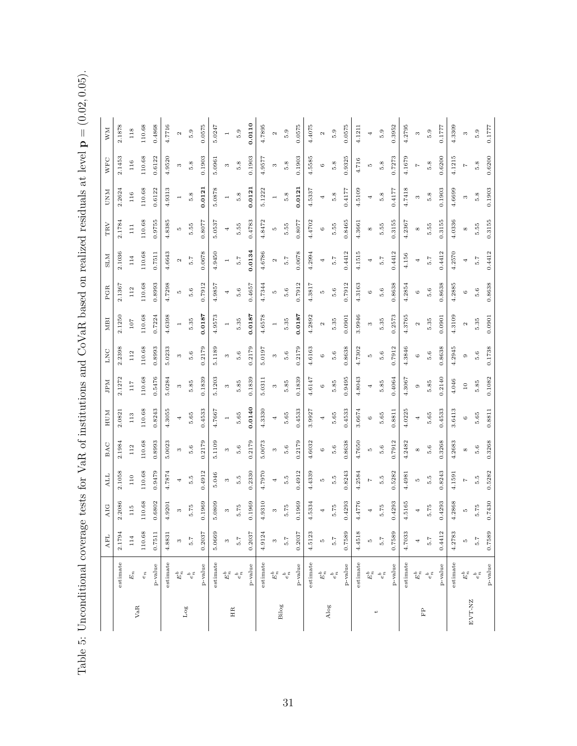Table 5: Unconditional coverage tests for VaR of institutions and CoVaR based on realized residuals at level $\mathbf{p} = (0.02, 0.05)$.

| | | AFL | AIG | ALL | BAC | HUM | JPM | LNC | MBI | PGR | SLM | TRV | UNM | WFC | WM |
|---|---|---|---|---|---|---|---|---|---|---|---|---|---|---|---|
| VaR | estimate | 2.1794 | 2.2086 | 2.1058 | 2.1984 | 2.0821 | 2.1272 | 2.2398 | 2.1250 | 2.1367 | 2.1036 | 2.1784 | 2.2624 | 2.1453 | 2.1878 |
| | $E_n$ | 114 | 115 | 110 | 112 | 113 | 117 | 112 | 107 | 112 | 114 | 111 | 116 | 116 | 118 |
| | $e_n$ | 110.68 | 110.68 | 110.68 | 110.68 | 110.68 | 110.68 | 110.68 | 110.68 | 110.68 | 110.68 | 110.68 | 110.68 | 110.68 | 110.68 |
| | p-value | 0.7511 | 0.6802 | 0.9479 | 0.8993 | 0.8243 | 0.5476 | 0.8993 | 0.7224 | 0.8993 | 0.7511 | 0.9755 | 0.6122 | 0.6122 | 0.4868 |
| Log | estimate | 4.8831 | 4.9201 | 4.7874 | 5.0023 | 4.3055 | 5.0284 | 5.0233 | 4.6398 | 4.7298 | 4.6643 | 4.8385 | 4.9313 | 4.9520 | 4.7716 |
| | $E_n^b$ | 3 | 3 | 4 | 3 | 4 | 3 | 3 | 1 | 5 | 2 | 5 | 1 | 3 | 2 |
| | $e_n^b$ | 5.7 | 5.75 | 5.5 | 5.6 | 5.65 | 5.85 | 5.6 | 5.35 | 5.6 | 5.7 | 5.55 | 5.8 | 5.8 | 5.9 |
| | p-value | 0.2037 | 0.1969 | 0.4912 | 0.2179 | 0.4533 | 0.1839 | 0.2179 | **0.0187** | 0.7912 | 0.0678 | 0.8077 | **0.0121** | 0.1903 | 0.0575 |
| HR | estimate | 5.0669 | 5.0809 | 5.046 | 5.1109 | 4.7667 | 5.1203 | 5.1189 | 4.9573 | 4.9857 | 4.9450 | 5.0537 | 5.0878 | 5.0961 | 5.0247 |
| | $E_n^b$ | 3 | 3 | 3 | 3 | 1 | 3 | 3 | 1 | 4 | 1 | 4 | 1 | 3 | 1 |
| | $e_n^b$ | 5.7 | 5.75 | 5.5 | 5.6 | 5.65 | 5.85 | 5.6 | 5.35 | 5.6 | 5.7 | 5.55 | 5.8 | 5.8 | 5.9 |
| | p-value | 0.2037 | 0.1969 | 0.2330 | 0.2179 | **0.0140** | 0.1839 | 0.2179 | **0.0187** | 0.4657 | **0.0134** | 0.4783 | **0.0121** | 0.1903 | **0.0110** |
| Bilog | estimate | 4.9124 | 4.9310 | 4.7970 | 5.0073 | 4.3330 | 5.0311 | 5.0197 | 4.6578 | 4.7344 | 4.6786 | 4.8472 | 5.1222 | 4.9577 | 4.7895 |
| | $E_n^b$ | 3 | 3 | 4 | 3 | 4 | 3 | 3 | 1 | 5 | 2 | 5 | 1 | 3 | 2 |
| | $e_n^b$ | 5.7 | 5.75 | 5.5 | 5.6 | 5.65 | 5.85 | 5.6 | 5.35 | 5.6 | 5.7 | 5.55 | 5.8 | 5.8 | 5.9 |
| | p-value | 0.2037 | 0.1969 | 0.4912 | 0.2179 | 0.4533 | 0.1839 | 0.2179 | **0.0187** | 0.7912 | 0.0678 | 0.8077 | **0.0121** | 0.1903 | 0.0575 |
| Alog | estimate | 4.5123 | 4.5334 | 4.4339 | 4.6032 | 3.9927 | 4.6147 | 4.6163 | 4.2892 | 4.3817 | 4.2994 | 4.4702 | 4.5337 | 4.5585 | 4.4075 |
| | $E_n^b$ | 5 | 4 | 5 | 6 | 4 | 6 | 6 | 2 | 5 | 4 | 6 | 4 | 6 | 2 |
| | $e_n^b$ | 5.7 | 5.75 | 5.5 | 5.6 | 5.65 | 5.85 | 5.6 | 5.35 | 5.6 | 5.7 | 5.55 | 5.8 | 5.8 | 5.9 |
| | p-value | 0.7589 | 0.4293 | 0.8243 | 0.8638 | 0.4533 | 0.9495 | 0.8638 | 0.0901 | 0.7912 | 0.4412 | 0.8465 | 0.4177 | 0.9325 | 0.0575 |
| t | estimate | 4.4518 | 4.4776 | 4.2584 | 4.7650 | 3.6674 | 4.8043 | 4.7302 | 3.9946 | 4.3163 | 4.1515 | 4.3661 | 4.5109 | 4.716 | 4.1211 |
| | $E_n^b$ | 5 | 4 | 7 | 5 | 6 | 4 | 5 | 3 | 6 | 4 | 8 | 4 | 5 | 4 |
| | $e_n^b$ | 5.7 | 5.75 | 5.5 | 5.6 | 5.65 | 5.85 | 5.6 | 5.35 | 5.6 | 5.7 | 5.55 | 5.8 | 5.8 | 5.9 |
| | p-value | 0.7589 | 0.4293 | 0.5282 | 0.7912 | 0.8811 | 0.4064 | 0.7912 | 0.2573 | 0.8638 | 0.4412 | 0.3155 | 0.4177 | 0.7273 | 0.3952 |
| FP | estimate | 4.7033 | 4.5165 | 4.4981 | 4.2482 | 4.0225 | 4.3067 | 4.3846 | 4.3765 | 4.2854 | 4.156 | 4.2367 | 4.7418 | 4.1679 | 4.2795 |
| | $E_n^b$ | 4 | 4 | 5 | 8 | 4 | 9 | 6 | 2 | 6 | 4 | 8 | 3 | 7 | 3 |
| | $e_n^b$ | 5.7 | 5.75 | 5.5 | 5.6 | 5.65 | 5.85 | 5.6 | 5.35 | 5.6 | 5.7 | 5.55 | 5.8 | 5.8 | 5.9 |
| | p-value | 0.4412 | 0.4293 | 0.8243 | 0.3268 | 0.4533 | 0.2140 | 0.8638 | 0.0901 | 0.8638 | 0.4412 | 0.3155 | 0.1903 | 0.6200 | 0.1777 |
| EVT-NZ | estimate | 4.2783 | 4.2868 | 4.1591 | 4.2683 | 3.6413 | 4.046 | 4.2945 | 4.3109 | 4.2885 | 4.2570 | 4.0336 | 4.6699 | 4.1215 | 4.3309 |
| | $E_n^b$ | 5 | 5 | 7 | 8 | 6 | 10 | 9 | 2 | 6 | 4 | 8 | 3 | 7 | 3 |
| | $e_n^b$ | 5.7 | 5.75 | 5.5 | 5.6 | 5.65 | 5.85 | 5.6 | 5.35 | 5.6 | 5.7 | 5.55 | 5.8 | 5.8 | 5.9 |
| | p-value | 0.7589 | 0.7430 | 0.5282 | 0.3268 | 0.8811 | 0.1082 | 0.1738 | 0.0901 | 0.8638 | 0.4412 | 0.3155 | 0.1903 | 0.6200 | 0.1777 |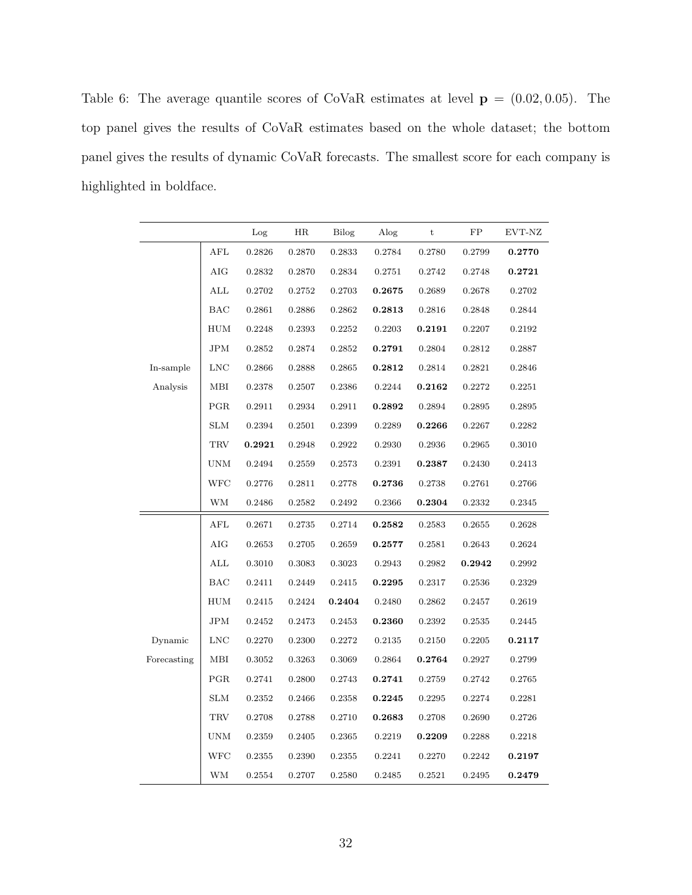Table 6: The average quantile scores of CoVaR estimates at level $\mathbf{p} = (0.02, 0.05)$. The top panel gives the results of CoVaR estimates based on the whole dataset; the bottom panel gives the results of dynamic CoVaR forecasts. The smallest score for each company is highlighted in boldface.

| | | Log | HR | Bilog | Alog | t | FP | EVT-NZ |
|---|---|---|---|---|---|---|---|---|
| In-sample Analysis | AFL | 0.2826 | 0.2870 | 0.2833 | 0.2784 | 0.2780 | 0.2799 | **0.2770** |
| | AIG | 0.2832 | 0.2870 | 0.2834 | 0.2751 | 0.2742 | 0.2748 | **0.2721** |
| | ALL | 0.2702 | 0.2752 | 0.2703 | **0.2675** | 0.2689 | 0.2678 | 0.2702 |
| | BAC | 0.2861 | 0.2886 | 0.2862 | **0.2813** | 0.2816 | 0.2848 | 0.2844 |
| | HUM | 0.2248 | 0.2393 | 0.2252 | 0.2203 | **0.2191** | 0.2207 | 0.2192 |
| | JPM | 0.2852 | 0.2874 | 0.2852 | **0.2791** | 0.2804 | 0.2812 | 0.2887 |
| | LNC | 0.2866 | 0.2888 | 0.2865 | **0.2812** | 0.2814 | 0.2821 | 0.2846 |
| | MBI | 0.2378 | 0.2507 | 0.2386 | 0.2244 | **0.2162** | 0.2272 | 0.2251 |
| | PGR | 0.2911 | 0.2934 | 0.2911 | **0.2892** | 0.2894 | 0.2895 | 0.2895 |
| | SLM | 0.2394 | 0.2501 | 0.2399 | 0.2289 | **0.2266** | 0.2267 | 0.2282 |
| | TRV | **0.2921** | 0.2948 | 0.2922 | 0.2930 | 0.2936 | 0.2965 | 0.3010 |
| | UNM | 0.2494 | 0.2559 | 0.2573 | 0.2391 | **0.2387** | 0.2430 | 0.2413 |
| | WFC | 0.2776 | 0.2811 | 0.2778 | **0.2736** | 0.2738 | 0.2761 | 0.2766 |
| | WM | 0.2486 | 0.2582 | 0.2492 | 0.2366 | **0.2304** | 0.2332 | 0.2345 |
| Dynamic Forecasting | AFL | 0.2671 | 0.2735 | 0.2714 | **0.2582** | 0.2583 | 0.2655 | 0.2628 |
| | AIG | 0.2653 | 0.2705 | 0.2659 | **0.2577** | 0.2581 | 0.2643 | 0.2624 |
| | ALL | 0.3010 | 0.3083 | 0.3023 | 0.2943 | 0.2982 | **0.2942** | 0.2992 |
| | BAC | 0.2411 | 0.2449 | 0.2415 | **0.2295** | 0.2317 | 0.2536 | 0.2329 |
| | HUM | 0.2415 | 0.2424 | **0.2404** | 0.2480 | 0.2862 | 0.2457 | 0.2619 |
| | JPM | 0.2452 | 0.2473 | 0.2453 | **0.2360** | 0.2392 | 0.2535 | 0.2445 |
| | LNC | 0.2270 | 0.2300 | 0.2272 | 0.2135 | 0.2150 | 0.2205 | **0.2117** |
| | MBI | 0.3052 | 0.3263 | 0.3069 | 0.2864 | **0.2764** | 0.2927 | 0.2799 |
| | PGR | 0.2741 | 0.2800 | 0.2743 | **0.2741** | 0.2759 | 0.2742 | 0.2765 |
| | SLM | 0.2352 | 0.2466 | 0.2358 | **0.2245** | 0.2295 | 0.2274 | 0.2281 |
| | TRV | 0.2708 | 0.2788 | 0.2710 | **0.2683** | 0.2708 | 0.2690 | 0.2726 |
| | UNM | 0.2359 | 0.2405 | 0.2365 | 0.2219 | **0.2209** | 0.2288 | 0.2218 |
| | WFC | 0.2355 | 0.2390 | 0.2355 | 0.2241 | 0.2270 | 0.2242 | **0.2197** |
| | WM | 0.2554 | 0.2707 | 0.2580 | 0.2485 | 0.2521 | 0.2495 | **0.2479** |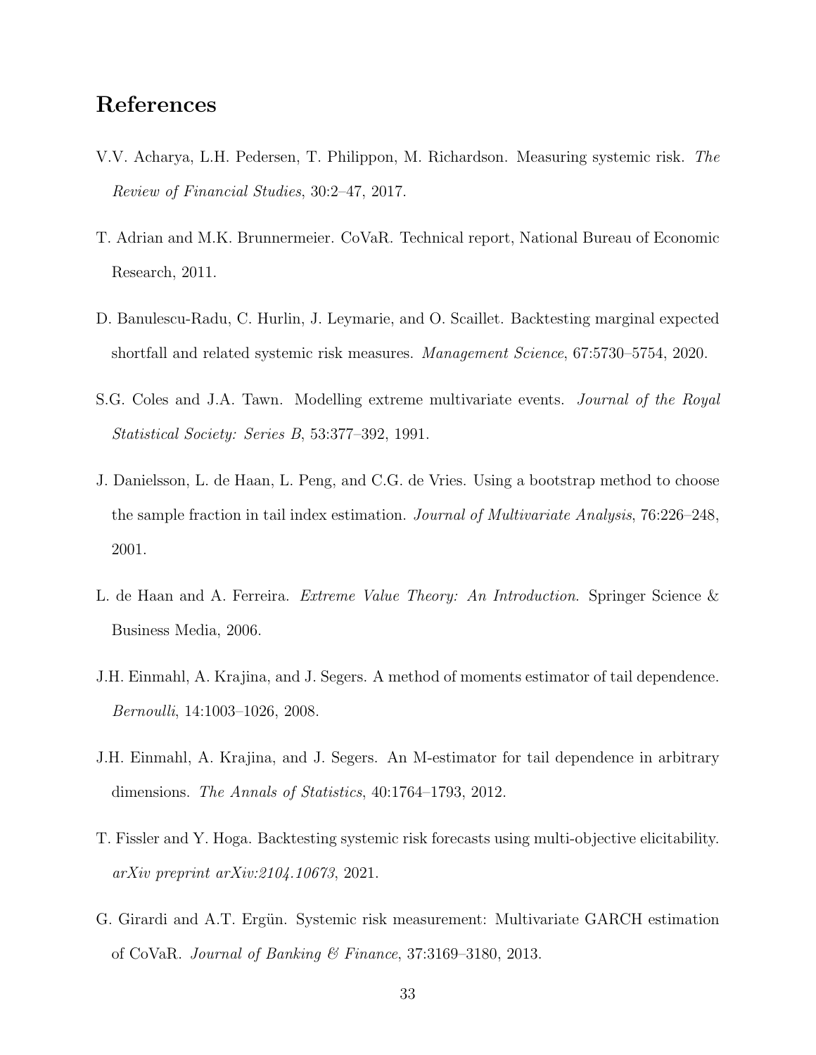# References

V.V. Acharya, L.H. Pedersen, T. Philippon, M. Richardson. Measuring systemic risk. *The Review of Financial Studies*, 30:2–47, 2017.

T. Adrian and M.K. Brunnermeier. CoVaR. Technical report, National Bureau of Economic Research, 2011.

D. Banulescu-Radu, C. Hurlin, J. Leymarie, and O. Scaillet. Backtesting marginal expected shortfall and related systemic risk measures. *Management Science*, 67:5730–5754, 2020.

S.G. Coles and J.A. Tawn. Modelling extreme multivariate events. *Journal of the Royal Statistical Society: Series B*, 53:377–392, 1991.

J. Danielsson, L. de Haan, L. Peng, and C.G. de Vries. Using a bootstrap method to choose the sample fraction in tail index estimation. *Journal of Multivariate Analysis*, 76:226–248, 2001.

L. de Haan and A. Ferreira. *Extreme Value Theory: An Introduction*. Springer Science & Business Media, 2006.

J.H. Einmahl, A. Krajina, and J. Segers. A method of moments estimator of tail dependence. *Bernoulli*, 14:1003–1026, 2008.

J.H. Einmahl, A. Krajina, and J. Segers. An M-estimator for tail dependence in arbitrary dimensions. *The Annals of Statistics*, 40:1764–1793, 2012.

T. Fissler and Y. Hoga. Backtesting systemic risk forecasts using multi-objective elicitability. *arXiv preprint arXiv:2104.10673*, 2021.

G. Girardi and A.T. Ergün. Systemic risk measurement: Multivariate GARCH estimation of CoVaR. *Journal of Banking & Finance*, 37:3169–3180, 2013.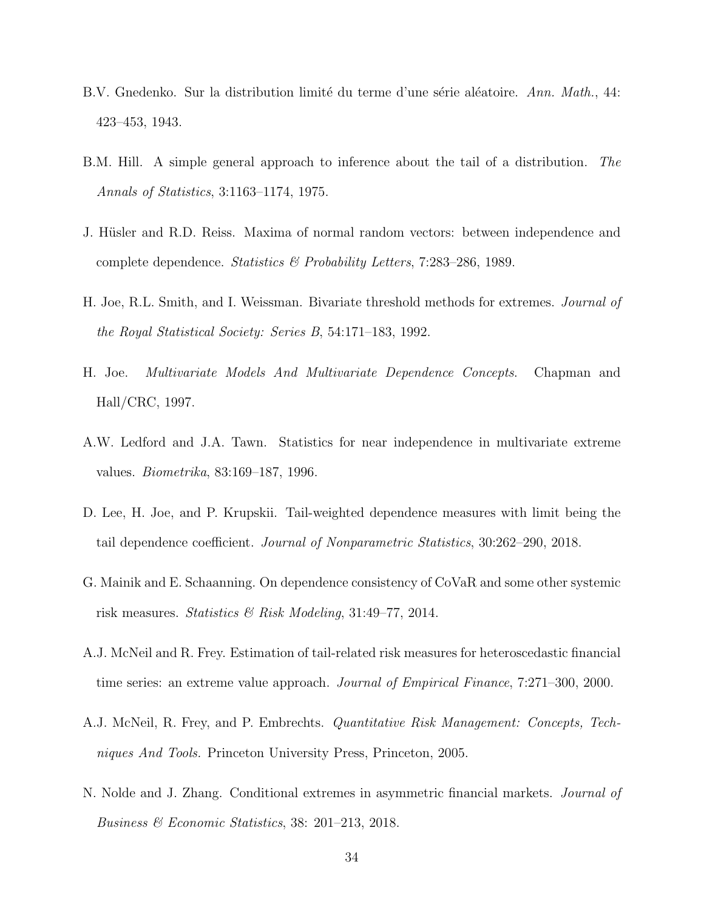B.V. Gnedenko. Sur la distribution limité du terme d'une série aléatoire. *Ann. Math.*, 44: 423–453, 1943.

B.M. Hill. A simple general approach to inference about the tail of a distribution. *The Annals of Statistics*, 3:1163–1174, 1975.

J. Hüsler and R.D. Reiss. Maxima of normal random vectors: between independence and complete dependence. *Statistics & Probability Letters*, 7:283–286, 1989.

H. Joe, R.L. Smith, and I. Weissman. Bivariate threshold methods for extremes. *Journal of the Royal Statistical Society: Series B*, 54:171–183, 1992.

H. Joe. *Multivariate Models And Multivariate Dependence Concepts*. Chapman and Hall/CRC, 1997.

A.W. Ledford and J.A. Tawn. Statistics for near independence in multivariate extreme values. *Biometrika*, 83:169–187, 1996.

D. Lee, H. Joe, and P. Krupskii. Tail-weighted dependence measures with limit being the tail dependence coefficient. *Journal of Nonparametric Statistics*, 30:262–290, 2018.

G. Mainik and E. Schaanning. On dependence consistency of CoVaR and some other systemic risk measures. *Statistics & Risk Modeling*, 31:49–77, 2014.

A.J. McNeil and R. Frey. Estimation of tail-related risk measures for heteroscedastic financial time series: an extreme value approach. *Journal of Empirical Finance*, 7:271–300, 2000.

A.J. McNeil, R. Frey, and P. Embrechts. *Quantitative Risk Management: Concepts, Techniques And Tools.* Princeton University Press, Princeton, 2005.

N. Nolde and J. Zhang. Conditional extremes in asymmetric financial markets. *Journal of Business & Economic Statistics*, 38: 201–213, 2018.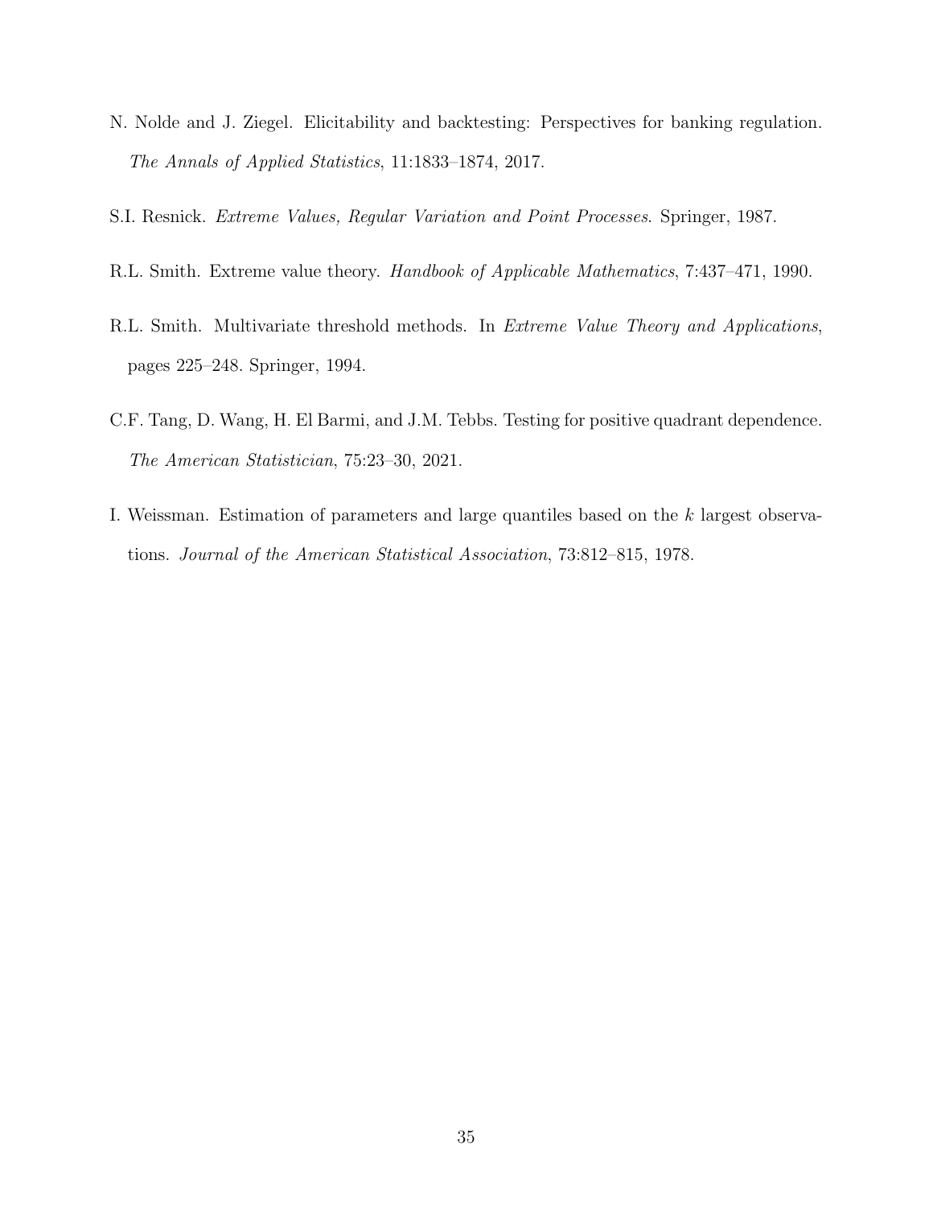N. Nolde and J. Ziegel. Elicitability and backtesting: Perspectives for banking regulation. *The Annals of Applied Statistics*, 11:1833–1874, 2017.

S.I. Resnick. *Extreme Values, Regular Variation and Point Processes*. Springer, 1987.

R.L. Smith. Extreme value theory. *Handbook of Applicable Mathematics*, 7:437–471, 1990.

R.L. Smith. Multivariate threshold methods. In *Extreme Value Theory and Applications*, pages 225–248. Springer, 1994.

C.F. Tang, D. Wang, H. El Barmi, and J.M. Tebbs. Testing for positive quadrant dependence. *The American Statistician*, 75:23–30, 2021.

I. Weissman. Estimation of parameters and large quantiles based on the $k$ largest observations. *Journal of the American Statistical Association*, 73:812–815, 1978.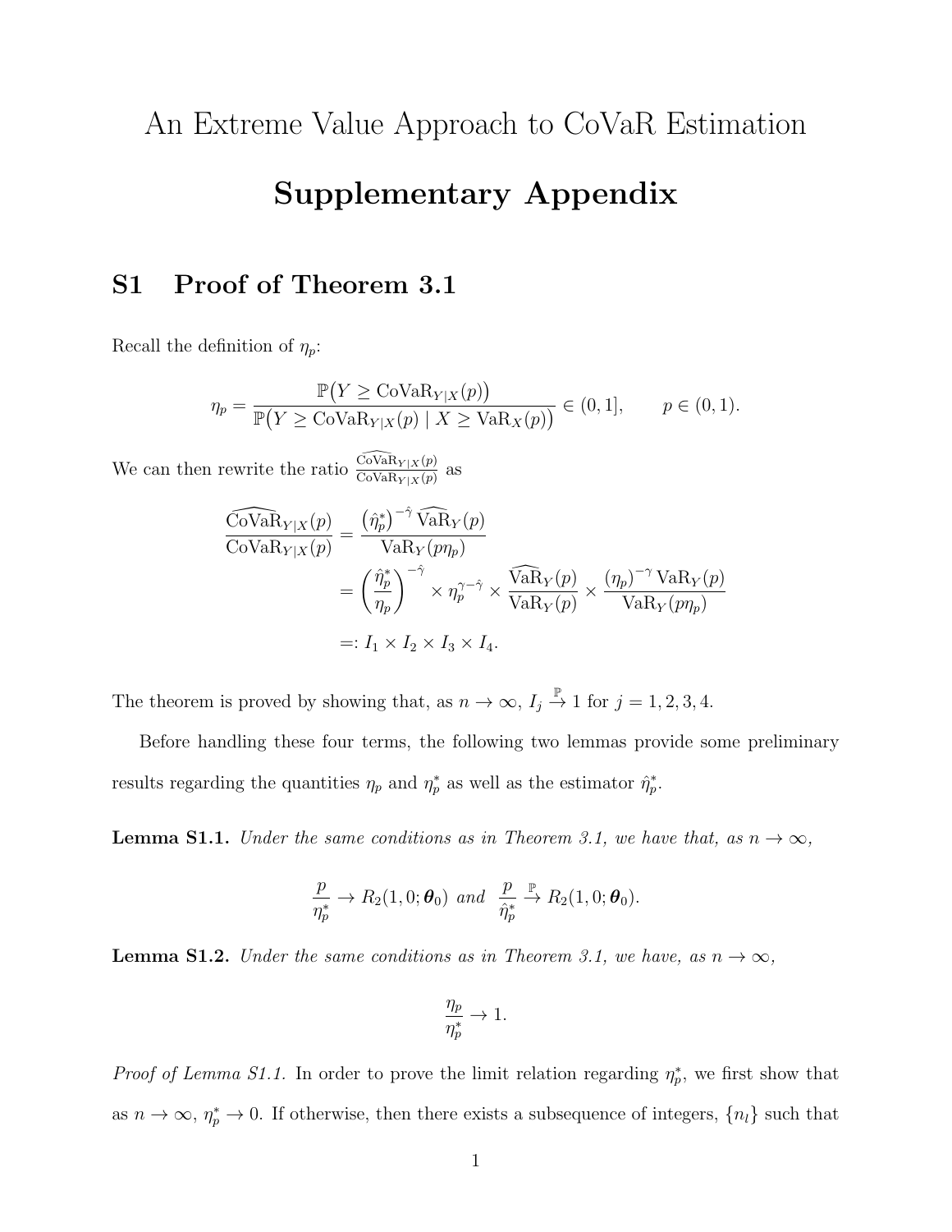# An Extreme Value Approach to CoVaR Estimation

# Supplementary Appendix

## S1 Proof of Theorem 3.1

Recall the definition of $\eta_p$:

$$\eta_p = \frac{\mathbb{P}\big(Y \geq \mathrm{CoVaR}_{Y|X}(p)\big)}{\mathbb{P}\big(Y \geq \mathrm{CoVaR}_{Y|X}(p) \mid X \geq \mathrm{VaR}_X(p)\big)} \in (0,1], \qquad p \in (0,1).$$

We can then rewrite the ratio $\frac{\widehat{\mathrm{CoVaR}}_{Y|X}(p)}{\mathrm{CoVaR}_{Y|X}(p)}$ as

$$\begin{aligned}
\frac{\widehat{\mathrm{CoVaR}}_{Y|X}(p)}{\mathrm{CoVaR}_{Y|X}(p)} &= \frac{\left(\hat{\eta}_p^*\right)^{-\hat{\gamma}} \widehat{\mathrm{VaR}}_Y(p)}{\mathrm{VaR}_Y(p\eta_p)} \\
&= \left(\frac{\hat{\eta}_p^*}{\eta_p}\right)^{-\hat{\gamma}} \times \eta_p^{\gamma-\hat{\gamma}} \times \frac{\widehat{\mathrm{VaR}}_Y(p)}{\mathrm{VaR}_Y(p)} \times \frac{(\eta_p)^{-\gamma}\,\mathrm{VaR}_Y(p)}{\mathrm{VaR}_Y(p\eta_p)} \\
&=: I_1 \times I_2 \times I_3 \times I_4.
\end{aligned}$$

The theorem is proved by showing that, as $n \to \infty$, $I_j \xrightarrow{\mathbb{P}} 1$ for $j = 1,2,3,4$.

Before handling these four terms, the following two lemmas provide some preliminary results regarding the quantities $\eta_p$ and $\eta_p^*$ as well as the estimator $\hat{\eta}_p^*$.

**Lemma S1.1.** *Under the same conditions as in Theorem 3.1, we have that, as $n \to \infty$,*

$$\frac{p}{\eta_p^*} \to R_2(1,0;\boldsymbol{\theta}_0) \text{ and } \frac{p}{\hat{\eta}_p^*} \xrightarrow{\mathbb{P}} R_2(1,0;\boldsymbol{\theta}_0).$$

**Lemma S1.2.** *Under the same conditions as in Theorem 3.1, we have, as $n \to \infty$,*

$$\frac{\eta_p}{\eta_p^*} \to 1.$$

*Proof of Lemma S1.1.* In order to prove the limit relation regarding $\eta_p^*$, we first show that as $n \to \infty$, $\eta_p^* \to 0$. If otherwise, then there exists a subsequence of integers, $\{n_l\}$ such that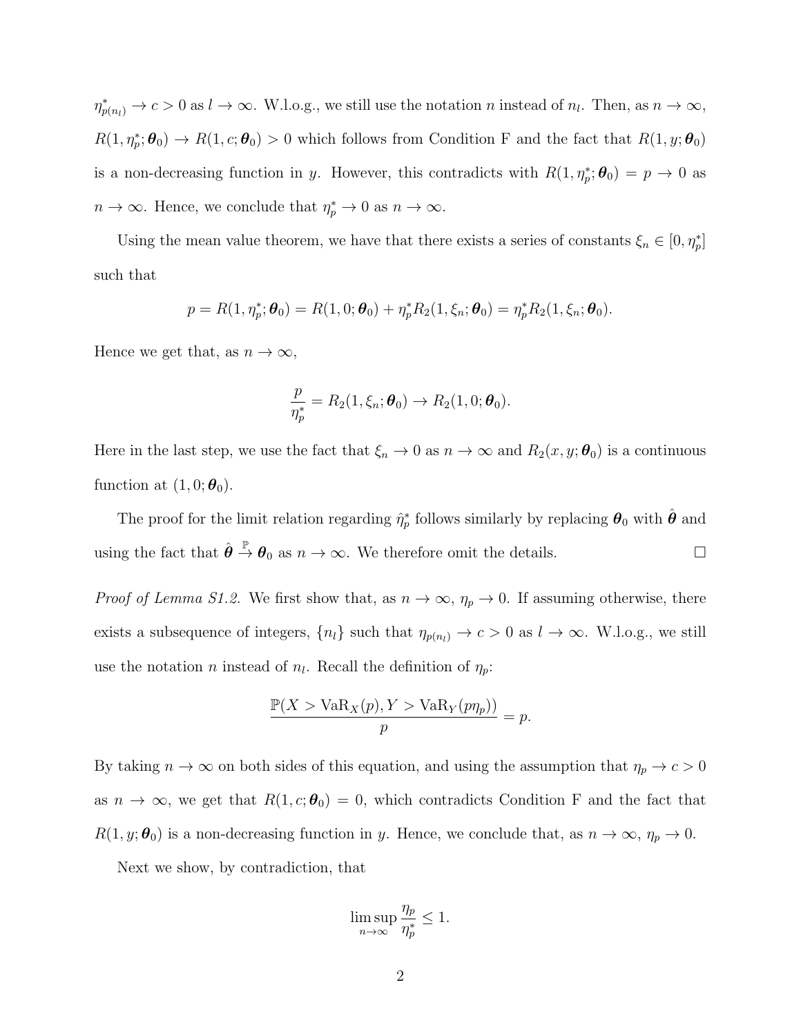$\eta^*_{p(n_l)} \to c > 0$ as $l \to \infty$. W.l.o.g., we still use the notation $n$ instead of $n_l$. Then, as $n \to \infty$, $R(1, \eta^*_p; \boldsymbol{\theta}_0) \to R(1, c; \boldsymbol{\theta}_0) > 0$ which follows from Condition F and the fact that $R(1, y; \boldsymbol{\theta}_0)$ is a non-decreasing function in $y$. However, this contradicts with $R(1, \eta^*_p; \boldsymbol{\theta}_0) = p \to 0$ as $n \to \infty$. Hence, we conclude that $\eta^*_p \to 0$ as $n \to \infty$.

Using the mean value theorem, we have that there exists a series of constants $\xi_n \in [0, \eta^*_p]$ such that

$$p = R(1, \eta^*_p; \boldsymbol{\theta}_0) = R(1, 0; \boldsymbol{\theta}_0) + \eta^*_p R_2(1, \xi_n; \boldsymbol{\theta}_0) = \eta^*_p R_2(1, \xi_n; \boldsymbol{\theta}_0).$$

Hence we get that, as $n \to \infty$,

$$\frac{p}{\eta^*_p} = R_2(1, \xi_n; \boldsymbol{\theta}_0) \to R_2(1, 0; \boldsymbol{\theta}_0).$$

Here in the last step, we use the fact that $\xi_n \to 0$ as $n \to \infty$ and $R_2(x, y; \boldsymbol{\theta}_0)$ is a continuous function at $(1, 0; \boldsymbol{\theta}_0)$.

The proof for the limit relation regarding $\hat{\eta}^*_p$ follows similarly by replacing $\boldsymbol{\theta}_0$ with $\hat{\boldsymbol{\theta}}$ and using the fact that $\hat{\boldsymbol{\theta}} \xrightarrow{\mathbb{P}} \boldsymbol{\theta}_0$ as $n \to \infty$. We therefore omit the details. □

*Proof of Lemma S1.2.* We first show that, as $n \to \infty$, $\eta_p \to 0$. If assuming otherwise, there exists a subsequence of integers, $\{n_l\}$ such that $\eta_{p(n_l)} \to c > 0$ as $l \to \infty$. W.l.o.g., we still use the notation $n$ instead of $n_l$. Recall the definition of $\eta_p$:

$$\frac{\mathbb{P}(X > \mathrm{VaR}_X(p), Y > \mathrm{VaR}_Y(p\eta_p))}{p} = p.$$

By taking $n \to \infty$ on both sides of this equation, and using the assumption that $\eta_p \to c > 0$ as $n \to \infty$, we get that $R(1, c; \boldsymbol{\theta}_0) = 0$, which contradicts Condition F and the fact that $R(1, y; \boldsymbol{\theta}_0)$ is a non-decreasing function in $y$. Hence, we conclude that, as $n \to \infty$, $\eta_p \to 0$.

Next we show, by contradiction, that

$$\limsup_{n \to \infty} \frac{\eta_p}{\eta^*_p} \leq 1.$$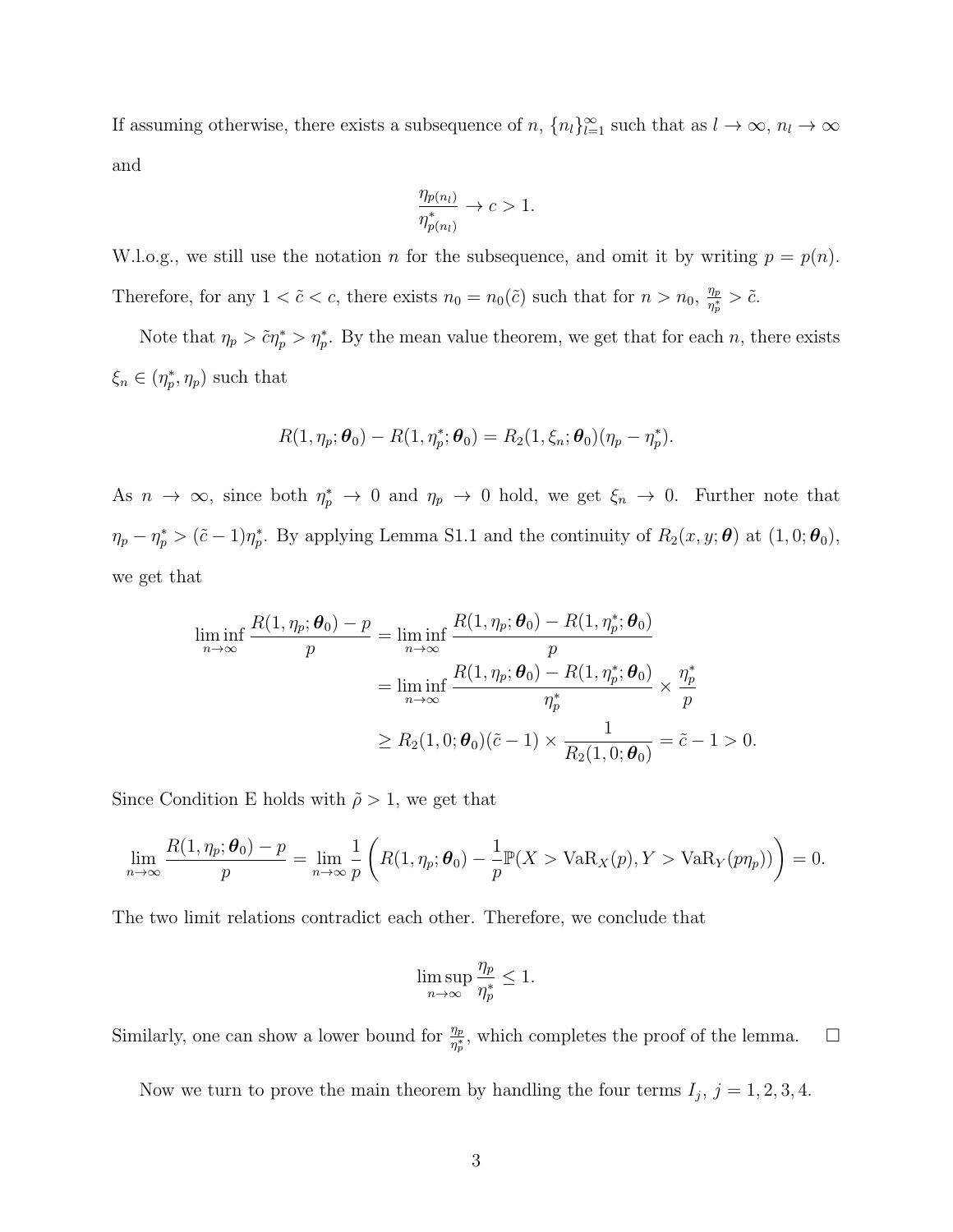If assuming otherwise, there exists a subsequence of $n$, $\{n_l\}_{l=1}^{\infty}$ such that as $l \to \infty$, $n_l \to \infty$ and

$$\frac{\eta_{p(n_l)}}{\eta^*_{p(n_l)}} \to c > 1.$$

W.l.o.g., we still use the notation $n$ for the subsequence, and omit it by writing $p = p(n)$. Therefore, for any $1 < \tilde{c} < c$, there exists $n_0 = n_0(\tilde{c})$ such that for $n > n_0$, $\frac{\eta_p}{\eta_p^*} > \tilde{c}$.

Note that $\eta_p > \tilde{c}\eta_p^* > \eta_p^*$. By the mean value theorem, we get that for each $n$, there exists $\xi_n \in (\eta_p^*, \eta_p)$ such that

$$R(1, \eta_p; \boldsymbol{\theta}_0) - R(1, \eta_p^*; \boldsymbol{\theta}_0) = R_2(1, \xi_n; \boldsymbol{\theta}_0)(\eta_p - \eta_p^*).$$

As $n \to \infty$, since both $\eta_p^* \to 0$ and $\eta_p \to 0$ hold, we get $\xi_n \to 0$. Further note that $\eta_p - \eta_p^* > (\tilde{c} - 1)\eta_p^*$. By applying Lemma S1.1 and the continuity of $R_2(x, y; \boldsymbol{\theta})$ at $(1, 0; \boldsymbol{\theta}_0)$, we get that

$$\begin{aligned}
\liminf_{n\to\infty} \frac{R(1, \eta_p; \boldsymbol{\theta}_0) - p}{p} &= \liminf_{n\to\infty} \frac{R(1, \eta_p; \boldsymbol{\theta}_0) - R(1, \eta_p^*; \boldsymbol{\theta}_0)}{p} \\
&= \liminf_{n\to\infty} \frac{R(1, \eta_p; \boldsymbol{\theta}_0) - R(1, \eta_p^*; \boldsymbol{\theta}_0)}{\eta_p^*} \times \frac{\eta_p^*}{p} \\
&\geq R_2(1, 0; \boldsymbol{\theta}_0)(\tilde{c} - 1) \times \frac{1}{R_2(1, 0; \boldsymbol{\theta}_0)} = \tilde{c} - 1 > 0.
\end{aligned}$$

Since Condition E holds with $\tilde{\rho} > 1$, we get that

$$\lim_{n\to\infty} \frac{R(1, \eta_p; \boldsymbol{\theta}_0) - p}{p} = \lim_{n\to\infty} \frac{1}{p} \left( R(1, \eta_p; \boldsymbol{\theta}_0) - \frac{1}{p}\mathbb{P}(X > \mathrm{VaR}_X(p), Y > \mathrm{VaR}_Y(p\eta_p)) \right) = 0.$$

The two limit relations contradict each other. Therefore, we conclude that

$$\limsup_{n\to\infty} \frac{\eta_p}{\eta_p^*} \leq 1.$$

Similarly, one can show a lower bound for $\frac{\eta_p}{\eta_p^*}$, which completes the proof of the lemma. $\square$

Now we turn to prove the main theorem by handling the four terms $I_j$, $j = 1, 2, 3, 4$.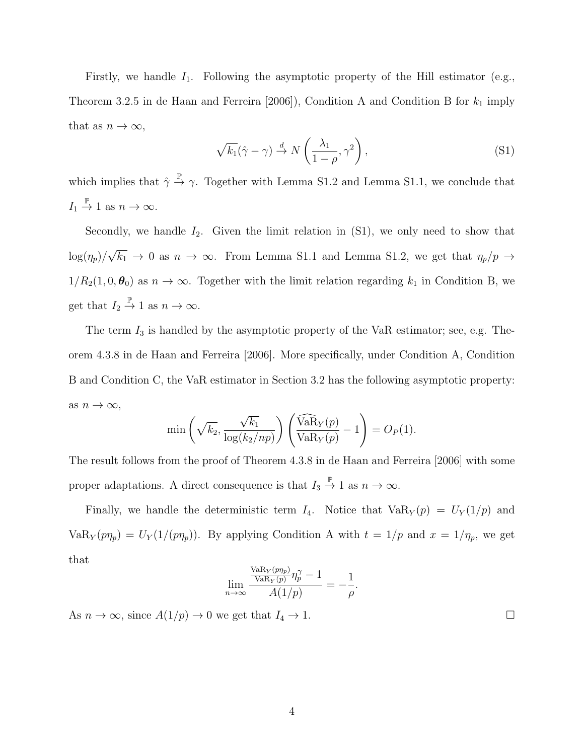Firstly, we handle $I_1$. Following the asymptotic property of the Hill estimator (e.g., Theorem 3.2.5 in de Haan and Ferreira [2006]), Condition A and Condition B for $k_1$ imply that as $n \to \infty$,

$$\sqrt{k_1}(\hat{\gamma} - \gamma) \xrightarrow{d} N\left(\frac{\lambda_1}{1-\rho}, \gamma^2\right), \tag{S1}$$

which implies that $\hat{\gamma} \xrightarrow{\mathbb{P}} \gamma$. Together with Lemma S1.2 and Lemma S1.1, we conclude that $I_1 \xrightarrow{\mathbb{P}} 1$ as $n \to \infty$.

Secondly, we handle $I_2$. Given the limit relation in (S1), we only need to show that $\log(\eta_p)/\sqrt{k_1} \to 0$ as $n \to \infty$. From Lemma S1.1 and Lemma S1.2, we get that $\eta_p/p \to 1/R_2(1, 0, \boldsymbol{\theta}_0)$ as $n \to \infty$. Together with the limit relation regarding $k_1$ in Condition B, we get that $I_2 \xrightarrow{\mathbb{P}} 1$ as $n \to \infty$.

The term $I_3$ is handled by the asymptotic property of the VaR estimator; see, e.g. Theorem 4.3.8 in de Haan and Ferreira [2006]. More specifically, under Condition A, Condition B and Condition C, the VaR estimator in Section 3.2 has the following asymptotic property: as $n \to \infty$,

$$\min\left(\sqrt{k_2}, \frac{\sqrt{k_1}}{\log(k_2/np)}\right)\left(\frac{\widehat{\mathrm{VaR}}_Y(p)}{\mathrm{VaR}_Y(p)} - 1\right) = O_P(1).$$

The result follows from the proof of Theorem 4.3.8 in de Haan and Ferreira [2006] with some proper adaptations. A direct consequence is that $I_3 \xrightarrow{\mathbb{P}} 1$ as $n \to \infty$.

Finally, we handle the deterministic term $I_4$. Notice that $\mathrm{VaR}_Y(p) = U_Y(1/p)$ and $\mathrm{VaR}_Y(p\eta_p) = U_Y(1/(p\eta_p))$. By applying Condition A with $t = 1/p$ and $x = 1/\eta_p$, we get that

$$\lim_{n\to\infty} \frac{\frac{\mathrm{VaR}_Y(p\eta_p)}{\mathrm{VaR}_Y(p)}\eta_p^{\gamma} - 1}{A(1/p)} = -\frac{1}{\rho}.$$

As $n \to \infty$, since $A(1/p) \to 0$ we get that $I_4 \to 1$. $\square$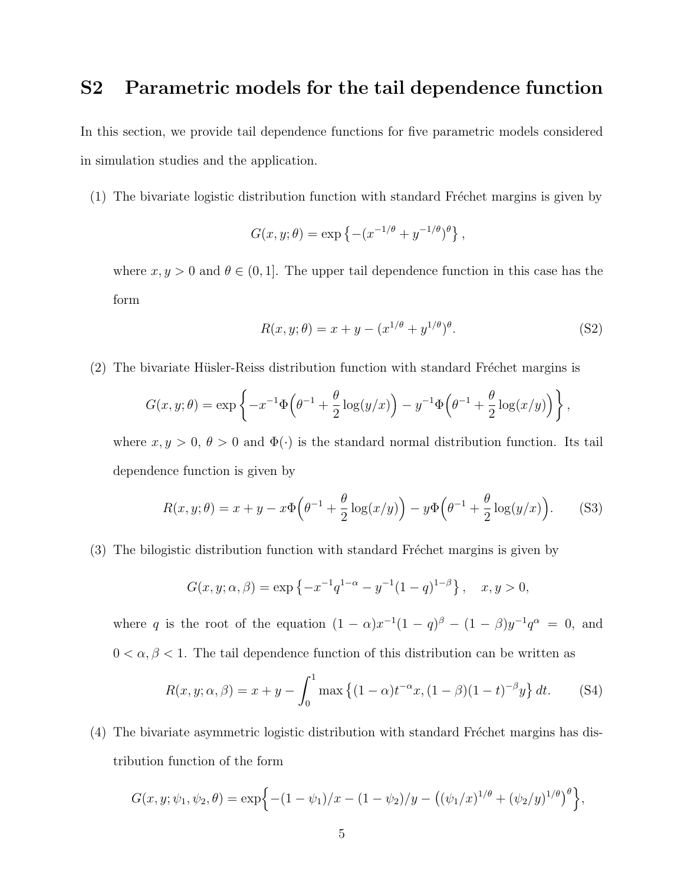## S2 Parametric models for the tail dependence function

In this section, we provide tail dependence functions for five parametric models considered in simulation studies and the application.

(1) The bivariate logistic distribution function with standard Fréchet margins is given by

$$G(x, y; \theta) = \exp\left\{-(x^{-1/\theta} + y^{-1/\theta})^{\theta}\right\},$$

where $x, y > 0$ and $\theta \in (0, 1]$. The upper tail dependence function in this case has the form

$$R(x, y; \theta) = x + y - (x^{1/\theta} + y^{1/\theta})^{\theta}. \tag{S2}$$

(2) The bivariate Hüsler-Reiss distribution function with standard Fréchet margins is

$$G(x, y; \theta) = \exp\left\{-x^{-1}\Phi\Big(\theta^{-1} + \frac{\theta}{2}\log(y/x)\Big) - y^{-1}\Phi\Big(\theta^{-1} + \frac{\theta}{2}\log(x/y)\Big)\right\},$$

where $x, y > 0$, $\theta > 0$ and $\Phi(\cdot)$ is the standard normal distribution function. Its tail dependence function is given by

$$R(x, y; \theta) = x + y - x\Phi\Big(\theta^{-1} + \frac{\theta}{2}\log(x/y)\Big) - y\Phi\Big(\theta^{-1} + \frac{\theta}{2}\log(y/x)\Big). \tag{S3}$$

(3) The bilogistic distribution function with standard Fréchet margins is given by

$$G(x, y; \alpha, \beta) = \exp\left\{-x^{-1}q^{1-\alpha} - y^{-1}(1-q)^{1-\beta}\right\}, \quad x, y > 0,$$

where $q$ is the root of the equation $(1-\alpha)x^{-1}(1-q)^{\beta} - (1-\beta)y^{-1}q^{\alpha} = 0$, and $0 < \alpha, \beta < 1$. The tail dependence function of this distribution can be written as

$$R(x, y; \alpha, \beta) = x + y - \int_0^1 \max\left\{(1-\alpha)t^{-\alpha}x, (1-\beta)(1-t)^{-\beta}y\right\} dt. \tag{S4}$$

(4) The bivariate asymmetric logistic distribution with standard Fréchet margins has distribution function of the form

$$G(x, y; \psi_1, \psi_2, \theta) = \exp\Big\{-(1-\psi_1)/x - (1-\psi_2)/y - \big((\psi_1/x)^{1/\theta} + (\psi_2/y)^{1/\theta}\big)^{\theta}\Big\},$$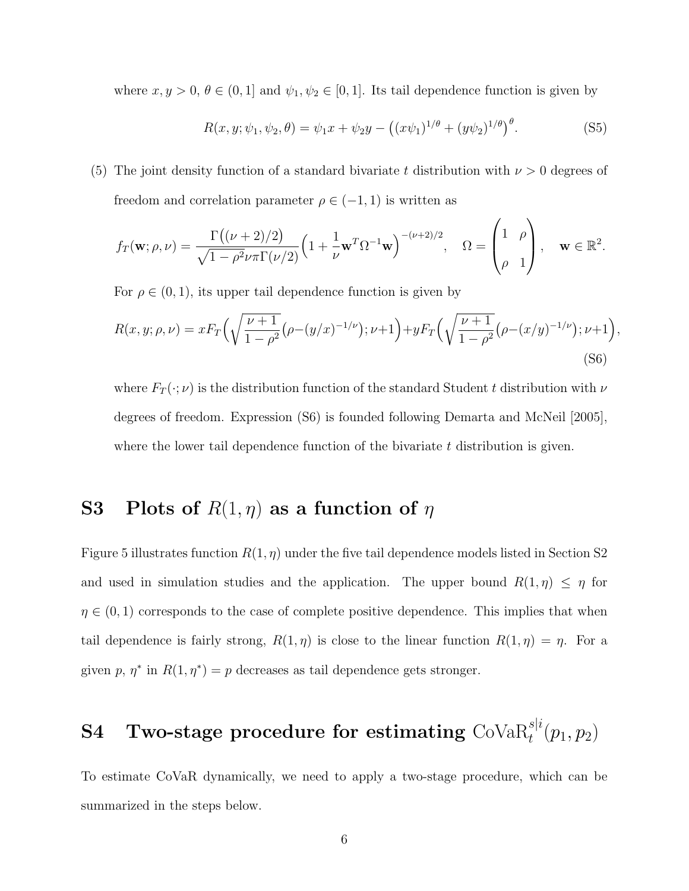where $x, y > 0$, $\theta \in (0,1]$ and $\psi_1, \psi_2 \in [0,1]$. Its tail dependence function is given by

$$R(x, y; \psi_1, \psi_2, \theta) = \psi_1 x + \psi_2 y - \left((x\psi_1)^{1/\theta} + (y\psi_2)^{1/\theta}\right)^{\theta}. \tag{S5}$$

(5) The joint density function of a standard bivariate $t$ distribution with $\nu > 0$ degrees of freedom and correlation parameter $\rho \in (-1,1)$ is written as

$$f_T(\mathbf{w}; \rho, \nu) = \frac{\Gamma\big((\nu+2)/2\big)}{\sqrt{1-\rho^2}\nu\pi\Gamma(\nu/2)}\Big(1 + \frac{1}{\nu}\mathbf{w}^T\Omega^{-1}\mathbf{w}\Big)^{-(\nu+2)/2}, \quad \Omega = \begin{pmatrix} 1 & \rho \\ \rho & 1 \end{pmatrix}, \quad \mathbf{w} \in \mathbb{R}^2.$$

For $\rho \in (0,1)$, its upper tail dependence function is given by

$$R(x, y; \rho, \nu) = xF_T\Big(\sqrt{\frac{\nu+1}{1-\rho^2}}\big(\rho - (y/x)^{-1/\nu}\big); \nu+1\Big) + yF_T\Big(\sqrt{\frac{\nu+1}{1-\rho^2}}\big(\rho - (x/y)^{-1/\nu}\big); \nu+1\Big), \tag{S6}$$

where $F_T(\cdot; \nu)$ is the distribution function of the standard Student $t$ distribution with $\nu$ degrees of freedom. Expression (S6) is founded following Demarta and McNeil [2005], where the lower tail dependence function of the bivariate $t$ distribution is given.

# S3 Plots of $R(1, \eta)$ as a function of $\eta$

Figure 5 illustrates function $R(1, \eta)$ under the five tail dependence models listed in Section S2 and used in simulation studies and the application. The upper bound $R(1, \eta) \leq \eta$ for $\eta \in (0,1)$ corresponds to the case of complete positive dependence. This implies that when tail dependence is fairly strong, $R(1, \eta)$ is close to the linear function $R(1, \eta) = \eta$. For a given $p$, $\eta^*$ in $R(1, \eta^*) = p$ decreases as tail dependence gets stronger.

# S4 Two-stage procedure for estimating $\mathrm{CoVaR}_t^{s|i}(p_1, p_2)$

To estimate CoVaR dynamically, we need to apply a two-stage procedure, which can be summarized in the steps below.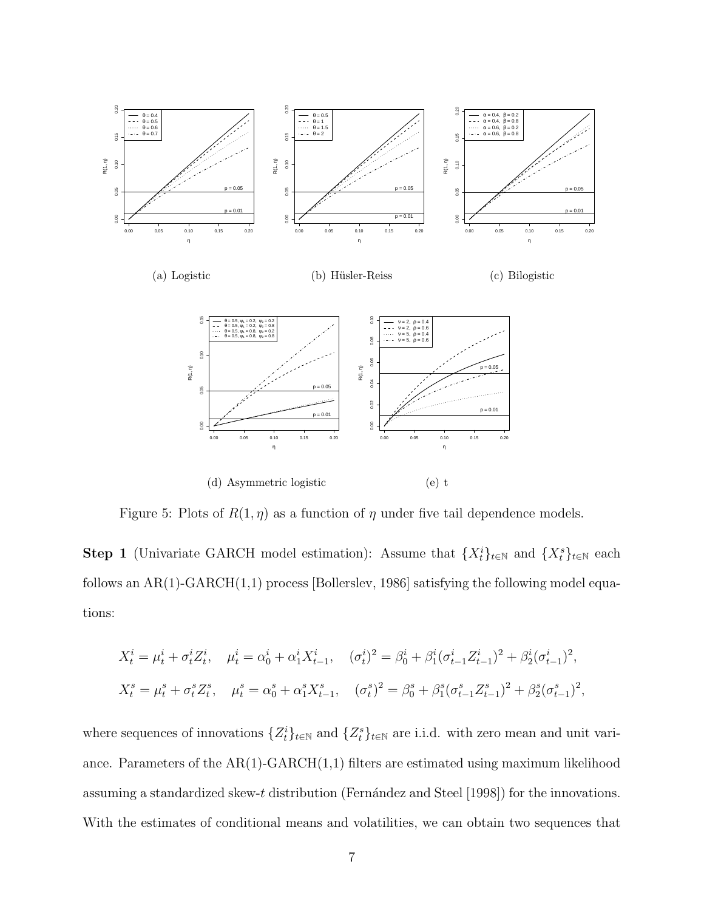(a) Logistic

(b) Hüsler-Reiss

(c) Bilogistic

(d) Asymmetric logistic

(e) t

Figure 5: Plots of $R(1, \eta)$ as a function of $\eta$ under five tail dependence models.

**Step 1** (Univariate GARCH model estimation): Assume that $\{X_t^i\}_{t\in\mathbb{N}}$ and $\{X_t^s\}_{t\in\mathbb{N}}$ each follows an AR(1)-GARCH(1,1) process [Bollerslev, 1986] satisfying the following model equations:

$$X_t^i = \mu_t^i + \sigma_t^i Z_t^i, \quad \mu_t^i = \alpha_0^i + \alpha_1^i X_{t-1}^i, \quad (\sigma_t^i)^2 = \beta_0^i + \beta_1^i (\sigma_{t-1}^i Z_{t-1}^i)^2 + \beta_2^i (\sigma_{t-1}^i)^2,$$

$$X_t^s = \mu_t^s + \sigma_t^s Z_t^s, \quad \mu_t^s = \alpha_0^s + \alpha_1^s X_{t-1}^s, \quad (\sigma_t^s)^2 = \beta_0^s + \beta_1^s (\sigma_{t-1}^s Z_{t-1}^s)^2 + \beta_2^s (\sigma_{t-1}^s)^2,$$

where sequences of innovations $\{Z_t^i\}_{t\in\mathbb{N}}$ and $\{Z_t^s\}_{t\in\mathbb{N}}$ are i.i.d. with zero mean and unit variance. Parameters of the AR(1)-GARCH(1,1) filters are estimated using maximum likelihood assuming a standardized skew-$t$ distribution (Fernández and Steel [1998]) for the innovations. With the estimates of conditional means and volatilities, we can obtain two sequences that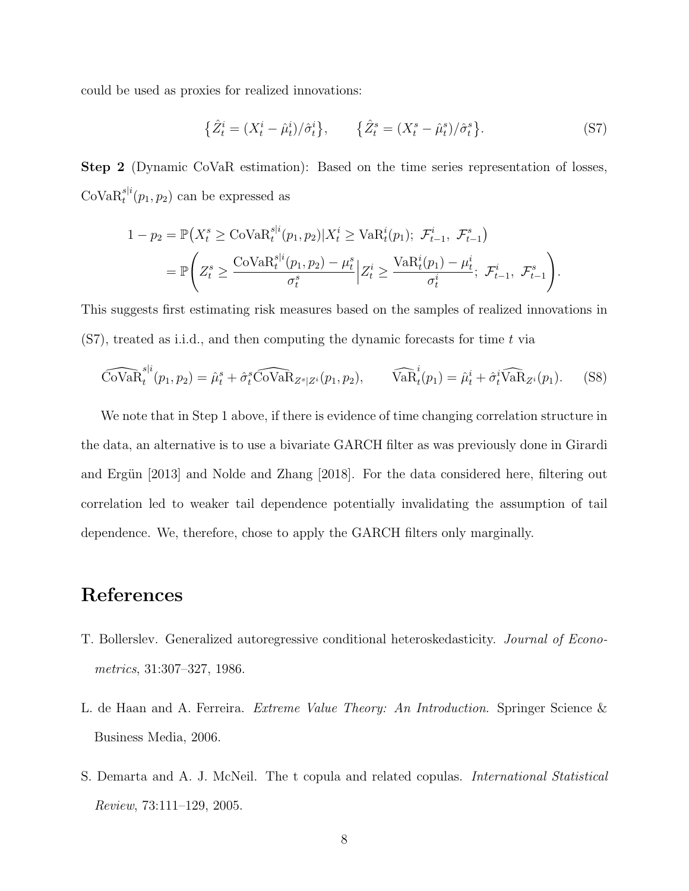could be used as proxies for realized innovations:

$$\{\hat{Z}_t^i = (X_t^i - \hat{\mu}_t^i)/\hat{\sigma}_t^i\}, \qquad \{\hat{Z}_t^s = (X_t^s - \hat{\mu}_t^s)/\hat{\sigma}_t^s\}. \tag{S7}$$

**Step 2** (Dynamic CoVaR estimation): Based on the time series representation of losses, $\mathrm{CoVaR}_t^{s|i}(p_1, p_2)$ can be expressed as

$$\begin{aligned} 1 - p_2 &= \mathbb{P}\big(X_t^s \geq \mathrm{CoVaR}_t^{s|i}(p_1, p_2) | X_t^i \geq \mathrm{VaR}_t^i(p_1);\ \mathcal{F}_{t-1}^i,\ \mathcal{F}_{t-1}^s\big) \\ &= \mathbb{P}\left(Z_t^s \geq \frac{\mathrm{CoVaR}_t^{s|i}(p_1, p_2) - \mu_t^s}{\sigma_t^s} \Big| Z_t^i \geq \frac{\mathrm{VaR}_t^i(p_1) - \mu_t^i}{\sigma_t^i};\ \mathcal{F}_{t-1}^i,\ \mathcal{F}_{t-1}^s\right). \end{aligned}$$

This suggests first estimating risk measures based on the samples of realized innovations in (S7), treated as i.i.d., and then computing the dynamic forecasts for time $t$ via

$$\widehat{\mathrm{CoVaR}}_t^{s|i}(p_1, p_2) = \hat{\mu}_t^s + \hat{\sigma}_t^s \widehat{\mathrm{CoVaR}}_{Z^s|Z^i}(p_1, p_2), \qquad \widehat{\mathrm{VaR}}_t^i(p_1) = \hat{\mu}_t^i + \hat{\sigma}_t^i \widehat{\mathrm{VaR}}_{Z^i}(p_1). \tag{S8}$$

We note that in Step 1 above, if there is evidence of time changing correlation structure in the data, an alternative is to use a bivariate GARCH filter as was previously done in Girardi and Ergün [2013] and Nolde and Zhang [2018]. For the data considered here, filtering out correlation led to weaker tail dependence potentially invalidating the assumption of tail dependence. We, therefore, chose to apply the GARCH filters only marginally.

# References

T. Bollerslev. Generalized autoregressive conditional heteroskedasticity. *Journal of Econometrics*, 31:307–327, 1986.

L. de Haan and A. Ferreira. *Extreme Value Theory: An Introduction*. Springer Science & Business Media, 2006.

S. Demarta and A. J. McNeil. The t copula and related copulas. *International Statistical Review*, 73:111–129, 2005.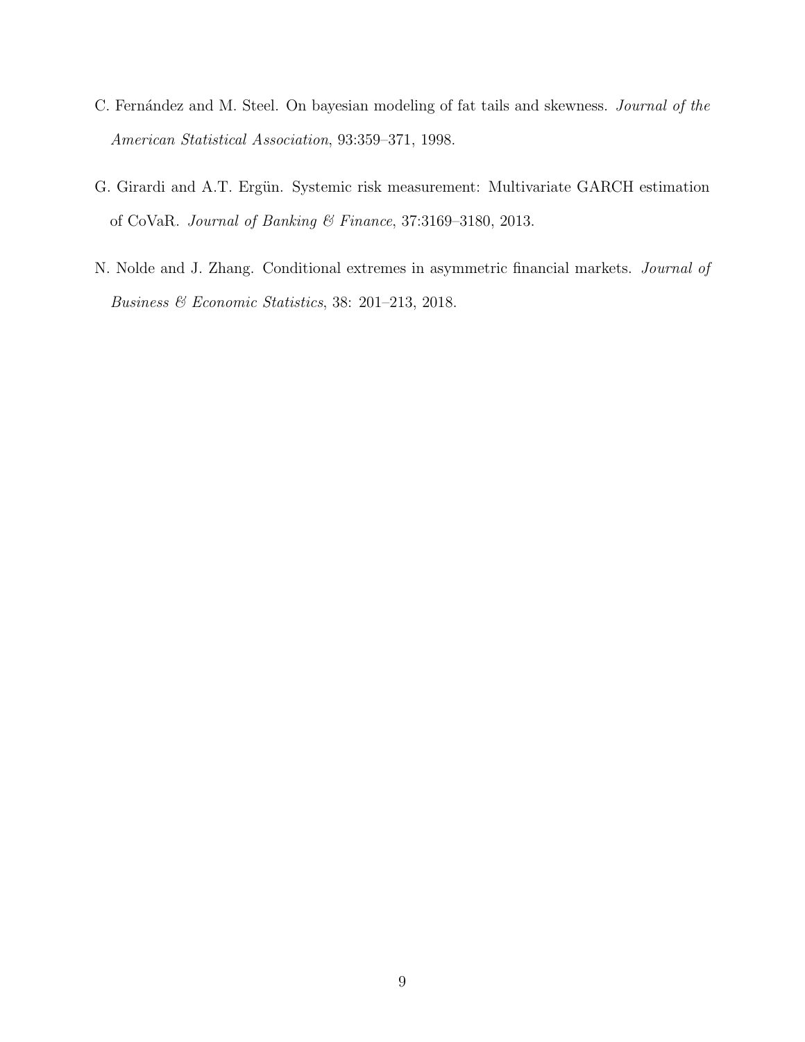C. Fernández and M. Steel. On bayesian modeling of fat tails and skewness. *Journal of the American Statistical Association*, 93:359–371, 1998.

G. Girardi and A.T. Ergün. Systemic risk measurement: Multivariate GARCH estimation of CoVaR. *Journal of Banking & Finance*, 37:3169–3180, 2013.

N. Nolde and J. Zhang. Conditional extremes in asymmetric financial markets. *Journal of Business & Economic Statistics*, 38: 201–213, 2018.